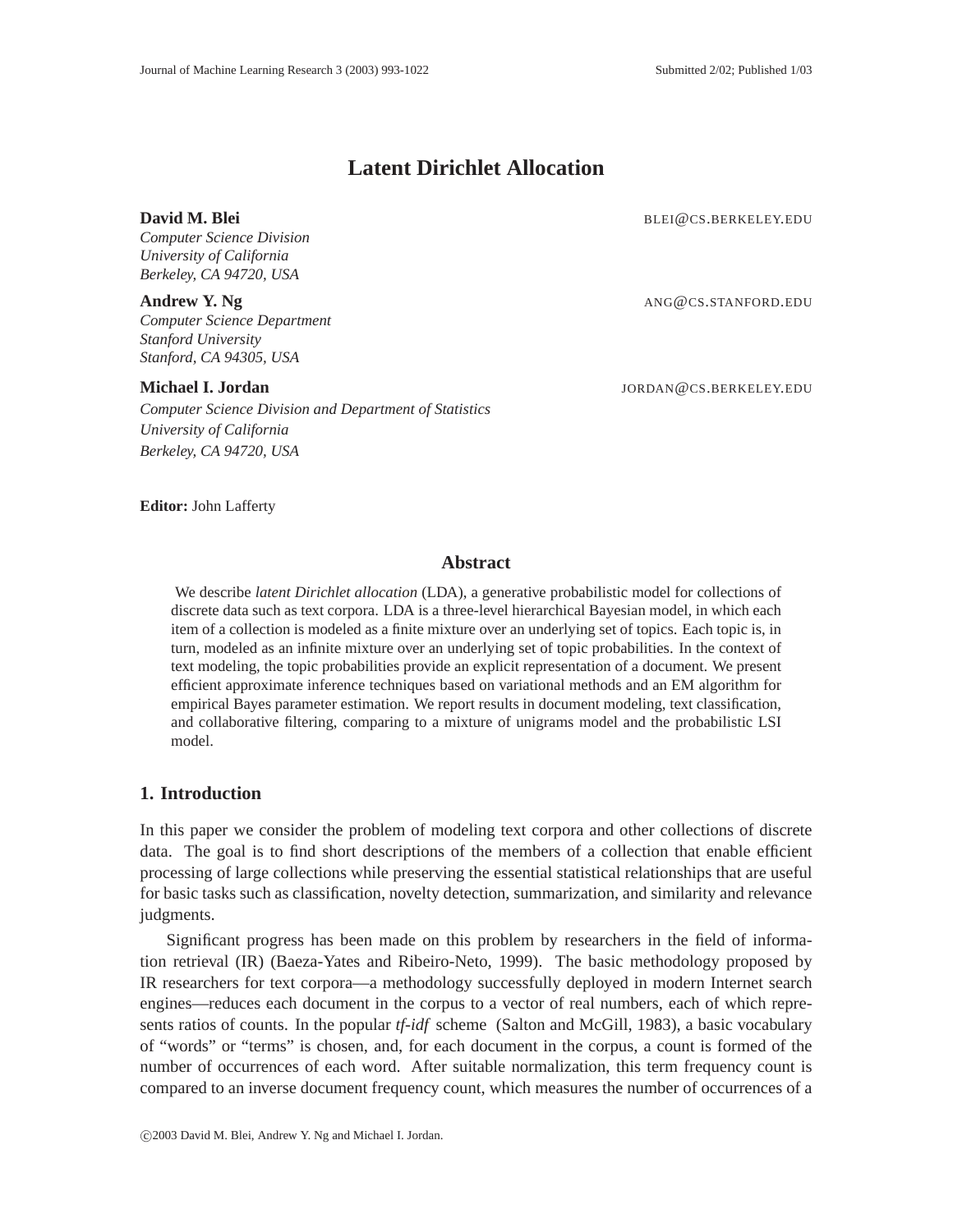# Latent Dirichlet Allocation

**David M. Blei** BLEI@CS.BERKELEY.EDU
*Computer Science Division*
*University of California*
*Berkeley, CA 94720, USA*

**Andrew Y. Ng** ANG@CS.STANFORD.EDU
*Computer Science Department*
*Stanford University*
*Stanford, CA 94305, USA*

**Michael I. Jordan** JORDAN@CS.BERKELEY.EDU
*Computer Science Division and Department of Statistics*
*University of California*
*Berkeley, CA 94720, USA*

**Editor:** John Lafferty

## Abstract

We describe *latent Dirichlet allocation* (LDA), a generative probabilistic model for collections of discrete data such as text corpora. LDA is a three-level hierarchical Bayesian model, in which each item of a collection is modeled as a finite mixture over an underlying set of topics. Each topic is, in turn, modeled as an infinite mixture over an underlying set of topic probabilities. In the context of text modeling, the topic probabilities provide an explicit representation of a document. We present efficient approximate inference techniques based on variational methods and an EM algorithm for empirical Bayes parameter estimation. We report results in document modeling, text classification, and collaborative filtering, comparing to a mixture of unigrams model and the probabilistic LSI model.

## 1. Introduction

In this paper we consider the problem of modeling text corpora and other collections of discrete data. The goal is to find short descriptions of the members of a collection that enable efficient processing of large collections while preserving the essential statistical relationships that are useful for basic tasks such as classification, novelty detection, summarization, and similarity and relevance judgments.

Significant progress has been made on this problem by researchers in the field of information retrieval (IR) (Baeza-Yates and Ribeiro-Neto, 1999). The basic methodology proposed by IR researchers for text corpora—a methodology successfully deployed in modern Internet search engines—reduces each document in the corpus to a vector of real numbers, each of which represents ratios of counts. In the popular *tf-idf* scheme (Salton and McGill, 1983), a basic vocabulary of "words" or "terms" is chosen, and, for each document in the corpus, a count is formed of the number of occurrences of each word. After suitable normalization, this term frequency count is compared to an inverse document frequency count, which measures the number of occurrences of a

©2003 David M. Blei, Andrew Y. Ng and Michael I. Jordan.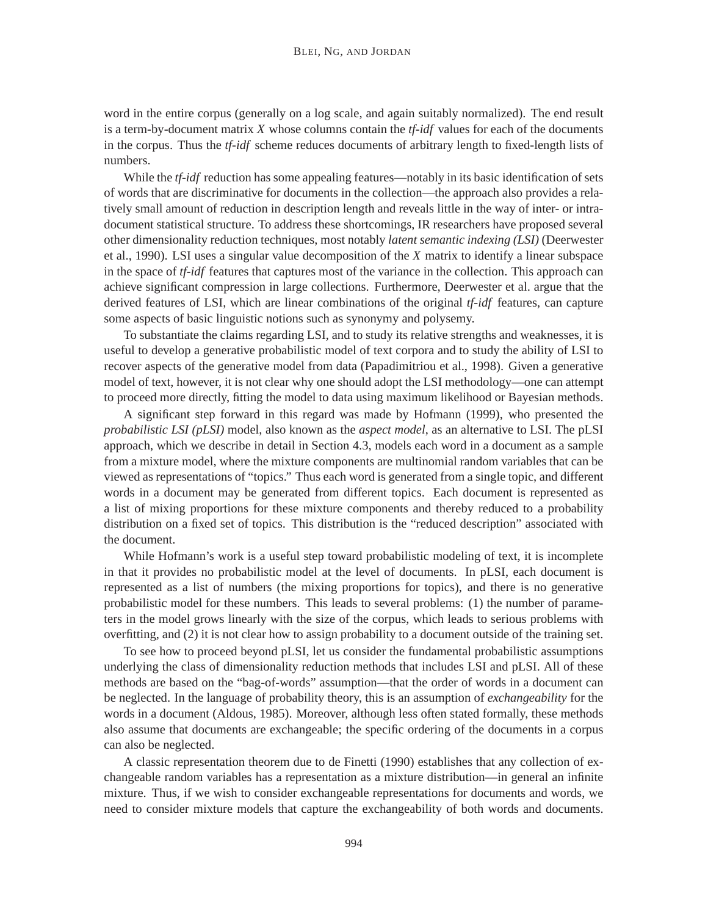word in the entire corpus (generally on a log scale, and again suitably normalized). The end result is a term-by-document matrix $X$ whose columns contain the *tf-idf* values for each of the documents in the corpus. Thus the *tf-idf* scheme reduces documents of arbitrary length to fixed-length lists of numbers.

While the *tf-idf* reduction has some appealing features—notably in its basic identification of sets of words that are discriminative for documents in the collection—the approach also provides a relatively small amount of reduction in description length and reveals little in the way of inter- or intradocument statistical structure. To address these shortcomings, IR researchers have proposed several other dimensionality reduction techniques, most notably *latent semantic indexing (LSI)* (Deerwester et al., 1990). LSI uses a singular value decomposition of the $X$ matrix to identify a linear subspace in the space of *tf-idf* features that captures most of the variance in the collection. This approach can achieve significant compression in large collections. Furthermore, Deerwester et al. argue that the derived features of LSI, which are linear combinations of the original *tf-idf* features, can capture some aspects of basic linguistic notions such as synonymy and polysemy.

To substantiate the claims regarding LSI, and to study its relative strengths and weaknesses, it is useful to develop a generative probabilistic model of text corpora and to study the ability of LSI to recover aspects of the generative model from data (Papadimitriou et al., 1998). Given a generative model of text, however, it is not clear why one should adopt the LSI methodology—one can attempt to proceed more directly, fitting the model to data using maximum likelihood or Bayesian methods.

A significant step forward in this regard was made by Hofmann (1999), who presented the *probabilistic LSI (pLSI)* model, also known as the *aspect model*, as an alternative to LSI. The pLSI approach, which we describe in detail in Section 4.3, models each word in a document as a sample from a mixture model, where the mixture components are multinomial random variables that can be viewed as representations of "topics." Thus each word is generated from a single topic, and different words in a document may be generated from different topics. Each document is represented as a list of mixing proportions for these mixture components and thereby reduced to a probability distribution on a fixed set of topics. This distribution is the "reduced description" associated with the document.

While Hofmann's work is a useful step toward probabilistic modeling of text, it is incomplete in that it provides no probabilistic model at the level of documents. In pLSI, each document is represented as a list of numbers (the mixing proportions for topics), and there is no generative probabilistic model for these numbers. This leads to several problems: (1) the number of parameters in the model grows linearly with the size of the corpus, which leads to serious problems with overfitting, and (2) it is not clear how to assign probability to a document outside of the training set.

To see how to proceed beyond pLSI, let us consider the fundamental probabilistic assumptions underlying the class of dimensionality reduction methods that includes LSI and pLSI. All of these methods are based on the "bag-of-words" assumption—that the order of words in a document can be neglected. In the language of probability theory, this is an assumption of *exchangeability* for the words in a document (Aldous, 1985). Moreover, although less often stated formally, these methods also assume that documents are exchangeable; the specific ordering of the documents in a corpus can also be neglected.

A classic representation theorem due to de Finetti (1990) establishes that any collection of exchangeable random variables has a representation as a mixture distribution—in general an infinite mixture. Thus, if we wish to consider exchangeable representations for documents and words, we need to consider mixture models that capture the exchangeability of both words and documents.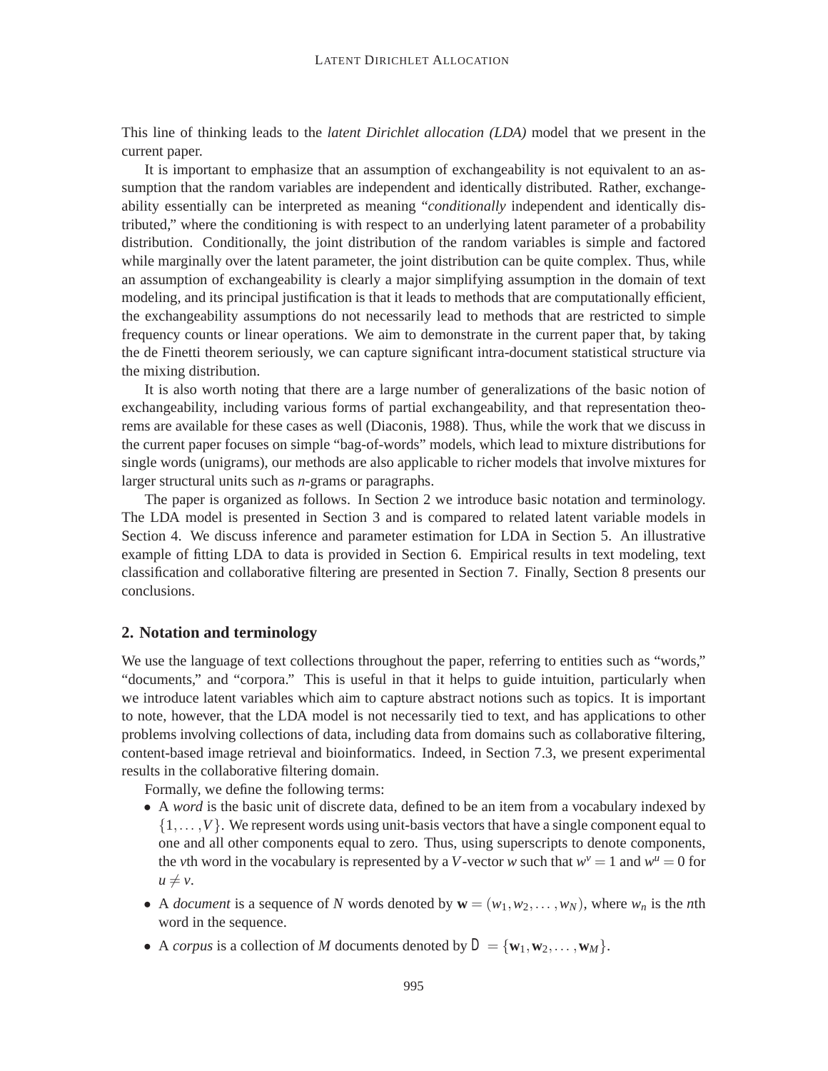This line of thinking leads to the *latent Dirichlet allocation (LDA)* model that we present in the current paper.

It is important to emphasize that an assumption of exchangeability is not equivalent to an assumption that the random variables are independent and identically distributed. Rather, exchangeability essentially can be interpreted as meaning "*conditionally* independent and identically distributed," where the conditioning is with respect to an underlying latent parameter of a probability distribution. Conditionally, the joint distribution of the random variables is simple and factored while marginally over the latent parameter, the joint distribution can be quite complex. Thus, while an assumption of exchangeability is clearly a major simplifying assumption in the domain of text modeling, and its principal justification is that it leads to methods that are computationally efficient, the exchangeability assumptions do not necessarily lead to methods that are restricted to simple frequency counts or linear operations. We aim to demonstrate in the current paper that, by taking the de Finetti theorem seriously, we can capture significant intra-document statistical structure via the mixing distribution.

It is also worth noting that there are a large number of generalizations of the basic notion of exchangeability, including various forms of partial exchangeability, and that representation theorems are available for these cases as well (Diaconis, 1988). Thus, while the work that we discuss in the current paper focuses on simple "bag-of-words" models, which lead to mixture distributions for single words (unigrams), our methods are also applicable to richer models that involve mixtures for larger structural units such as *n*-grams or paragraphs.

The paper is organized as follows. In Section 2 we introduce basic notation and terminology. The LDA model is presented in Section 3 and is compared to related latent variable models in Section 4. We discuss inference and parameter estimation for LDA in Section 5. An illustrative example of fitting LDA to data is provided in Section 6. Empirical results in text modeling, text classification and collaborative filtering are presented in Section 7. Finally, Section 8 presents our conclusions.

## 2. Notation and terminology

We use the language of text collections throughout the paper, referring to entities such as "words," "documents," and "corpora." This is useful in that it helps to guide intuition, particularly when we introduce latent variables which aim to capture abstract notions such as topics. It is important to note, however, that the LDA model is not necessarily tied to text, and has applications to other problems involving collections of data, including data from domains such as collaborative filtering, content-based image retrieval and bioinformatics. Indeed, in Section 7.3, we present experimental results in the collaborative filtering domain.

Formally, we define the following terms:

- A *word* is the basic unit of discrete data, defined to be an item from a vocabulary indexed by $\{1,\ldots,V\}$. We represent words using unit-basis vectors that have a single component equal to one and all other components equal to zero. Thus, using superscripts to denote components, the $v$th word in the vocabulary is represented by a $V$-vector $w$ such that $w^v = 1$ and $w^u = 0$ for $u \neq v$.
- A *document* is a sequence of $N$ words denoted by $\mathbf{w} = (w_1, w_2, \ldots, w_N)$, where $w_n$ is the $n$th word in the sequence.
- A *corpus* is a collection of $M$ documents denoted by $D = \{\mathbf{w}_1, \mathbf{w}_2, \ldots, \mathbf{w}_M\}$.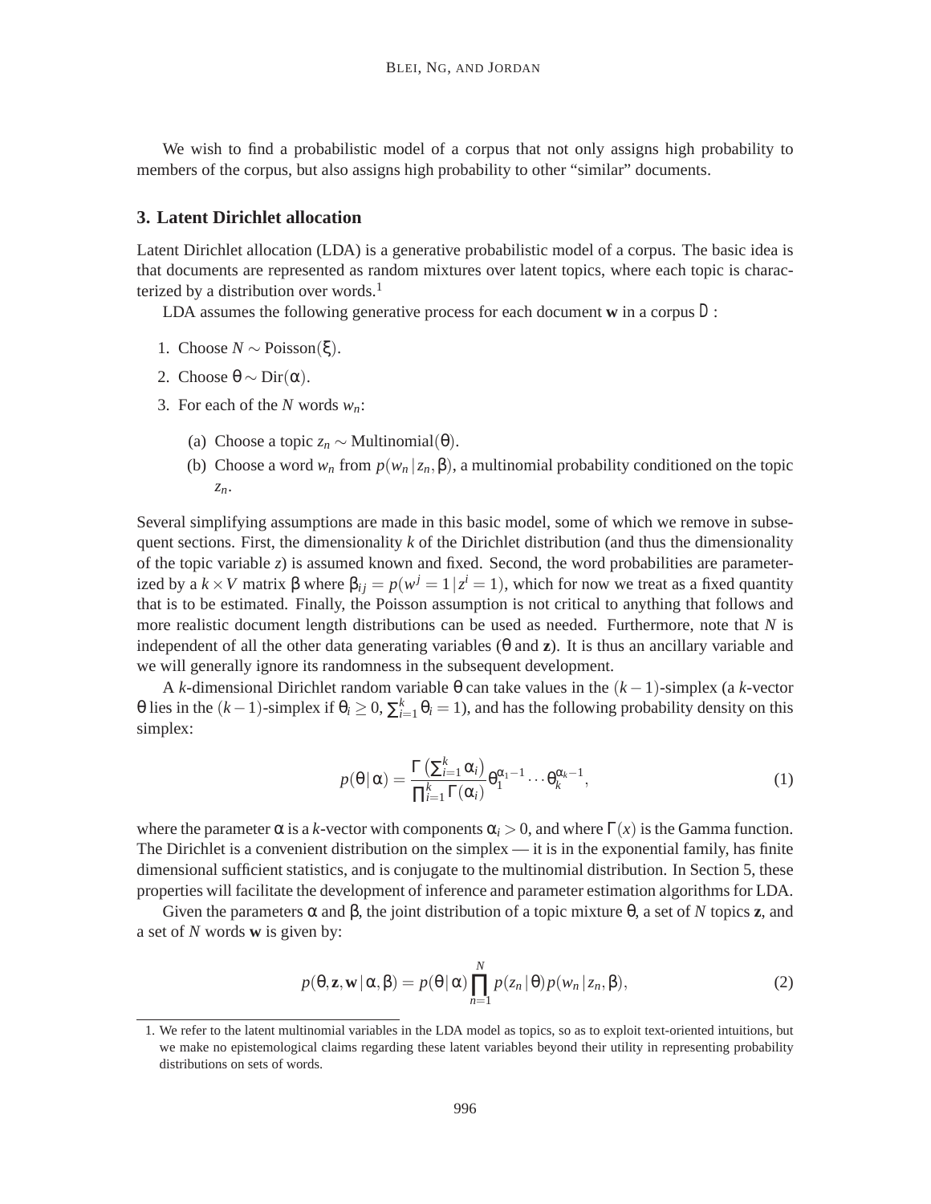We wish to find a probabilistic model of a corpus that not only assigns high probability to members of the corpus, but also assigns high probability to other "similar" documents.

## 3. Latent Dirichlet allocation

Latent Dirichlet allocation (LDA) is a generative probabilistic model of a corpus. The basic idea is that documents are represented as random mixtures over latent topics, where each topic is characterized by a distribution over words.[1]

LDA assumes the following generative process for each document $\mathbf{w}$ in a corpus $D$:

1. Choose $N \sim \text{Poisson}(\xi)$.
2. Choose $\theta \sim \text{Dir}(\alpha)$.
3. For each of the $N$ words $w_n$:
   (a) Choose a topic $z_n \sim \text{Multinomial}(\theta)$.
   (b) Choose a word $w_n$ from $p(w_n \mid z_n, \beta)$, a multinomial probability conditioned on the topic $z_n$.

Several simplifying assumptions are made in this basic model, some of which we remove in subsequent sections. First, the dimensionality $k$ of the Dirichlet distribution (and thus the dimensionality of the topic variable $z$) is assumed known and fixed. Second, the word probabilities are parameterized by a $k \times V$ matrix $\beta$ where $\beta_{ij} = p(w^j = 1 \mid z^i = 1)$, which for now we treat as a fixed quantity that is to be estimated. Finally, the Poisson assumption is not critical to anything that follows and more realistic document length distributions can be used as needed. Furthermore, note that $N$ is independent of all the other data generating variables ($\theta$ and $\mathbf{z}$). It is thus an ancillary variable and we will generally ignore its randomness in the subsequent development.

A $k$-dimensional Dirichlet random variable $\theta$ can take values in the $(k-1)$-simplex (a $k$-vector $\theta$ lies in the $(k-1)$-simplex if $\theta_i \geq 0$, $\sum_{i=1}^{k} \theta_i = 1$), and has the following probability density on this simplex:

$$p(\theta \mid \alpha) = \frac{\Gamma\left(\sum_{i=1}^{k} \alpha_i\right)}{\prod_{i=1}^{k} \Gamma(\alpha_i)} \theta_1^{\alpha_1 - 1} \cdots \theta_k^{\alpha_k - 1}, \tag{1}$$

where the parameter $\alpha$ is a $k$-vector with components $\alpha_i > 0$, and where $\Gamma(x)$ is the Gamma function. The Dirichlet is a convenient distribution on the simplex — it is in the exponential family, has finite dimensional sufficient statistics, and is conjugate to the multinomial distribution. In Section 5, these properties will facilitate the development of inference and parameter estimation algorithms for LDA.

Given the parameters $\alpha$ and $\beta$, the joint distribution of a topic mixture $\theta$, a set of $N$ topics $\mathbf{z}$, and a set of $N$ words $\mathbf{w}$ is given by:

$$p(\theta, \mathbf{z}, \mathbf{w} \mid \alpha, \beta) = p(\theta \mid \alpha) \prod_{n=1}^{N} p(z_n \mid \theta) p(w_n \mid z_n, \beta), \tag{2}$$

1. We refer to the latent multinomial variables in the LDA model as topics, so as to exploit text-oriented intuitions, but we make no epistemological claims regarding these latent variables beyond their utility in representing probability distributions on sets of words.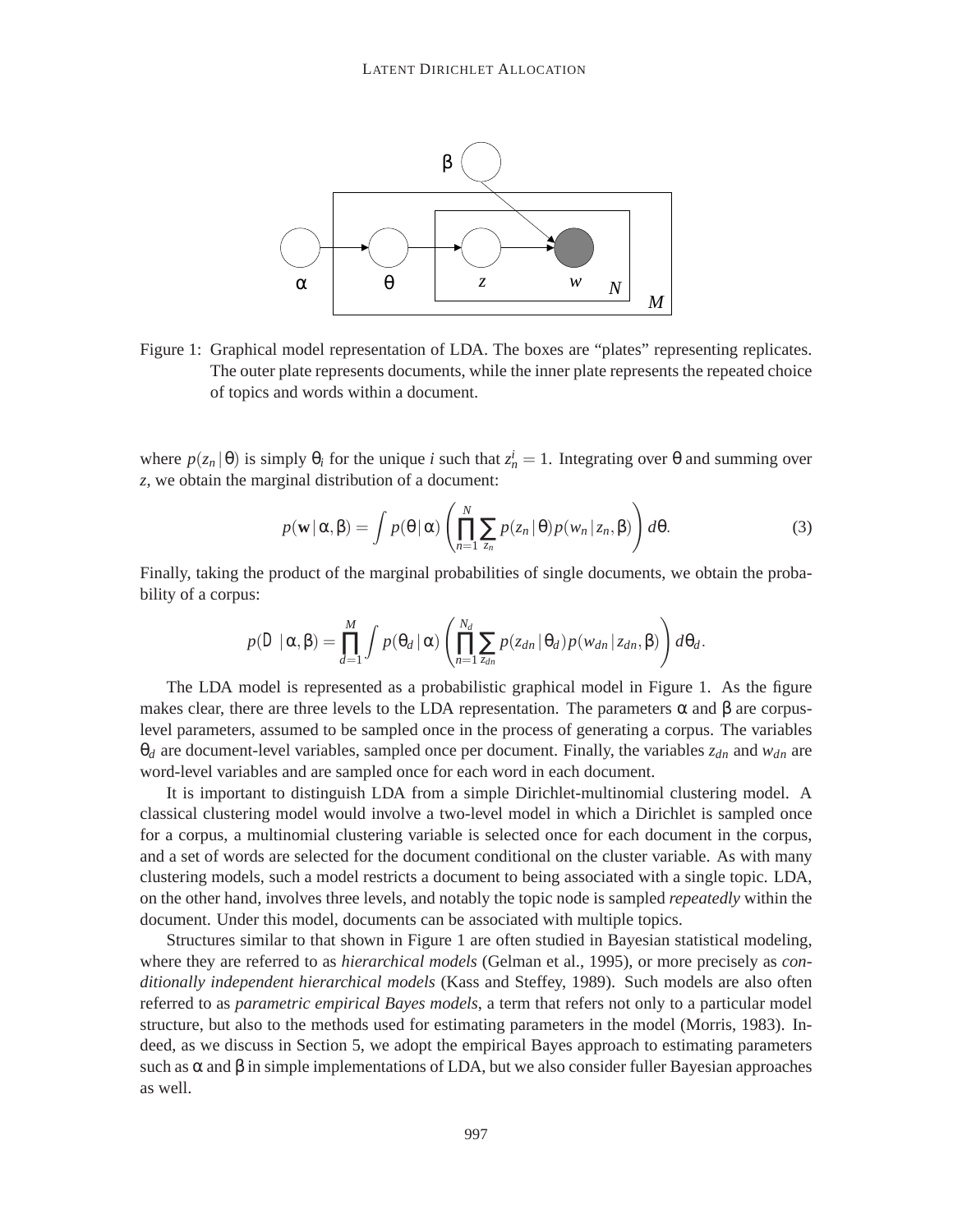Figure 1: Graphical model representation of LDA. The boxes are "plates" representing replicates. The outer plate represents documents, while the inner plate represents the repeated choice of topics and words within a document.

where $p(z_n \mid \theta)$ is simply $\theta_i$ for the unique $i$ such that $z_n^i = 1$. Integrating over $\theta$ and summing over $z$, we obtain the marginal distribution of a document:

$$p(\mathbf{w} \mid \alpha, \beta) = \int p(\theta \mid \alpha) \left( \prod_{n=1}^{N} \sum_{z_n} p(z_n \mid \theta) p(w_n \mid z_n, \beta) \right) d\theta. \tag{3}$$

Finally, taking the product of the marginal probabilities of single documents, we obtain the probability of a corpus:

$$p(D \mid \alpha, \beta) = \prod_{d=1}^{M} \int p(\theta_d \mid \alpha) \left( \prod_{n=1}^{N_d} \sum_{z_{dn}} p(z_{dn} \mid \theta_d) p(w_{dn} \mid z_{dn}, \beta) \right) d\theta_d.$$

The LDA model is represented as a probabilistic graphical model in Figure 1. As the figure makes clear, there are three levels to the LDA representation. The parameters $\alpha$ and $\beta$ are corpus-level parameters, assumed to be sampled once in the process of generating a corpus. The variables $\theta_d$ are document-level variables, sampled once per document. Finally, the variables $z_{dn}$ and $w_{dn}$ are word-level variables and are sampled once for each word in each document.

It is important to distinguish LDA from a simple Dirichlet-multinomial clustering model. A classical clustering model would involve a two-level model in which a Dirichlet is sampled once for a corpus, a multinomial clustering variable is selected once for each document in the corpus, and a set of words are selected for the document conditional on the cluster variable. As with many clustering models, such a model restricts a document to being associated with a single topic. LDA, on the other hand, involves three levels, and notably the topic node is sampled *repeatedly* within the document. Under this model, documents can be associated with multiple topics.

Structures similar to that shown in Figure 1 are often studied in Bayesian statistical modeling, where they are referred to as *hierarchical models* (Gelman et al., 1995), or more precisely as *conditionally independent hierarchical models* (Kass and Steffey, 1989). Such models are also often referred to as *parametric empirical Bayes models*, a term that refers not only to a particular model structure, but also to the methods used for estimating parameters in the model (Morris, 1983). Indeed, as we discuss in Section 5, we adopt the empirical Bayes approach to estimating parameters such as $\alpha$ and $\beta$ in simple implementations of LDA, but we also consider fuller Bayesian approaches as well.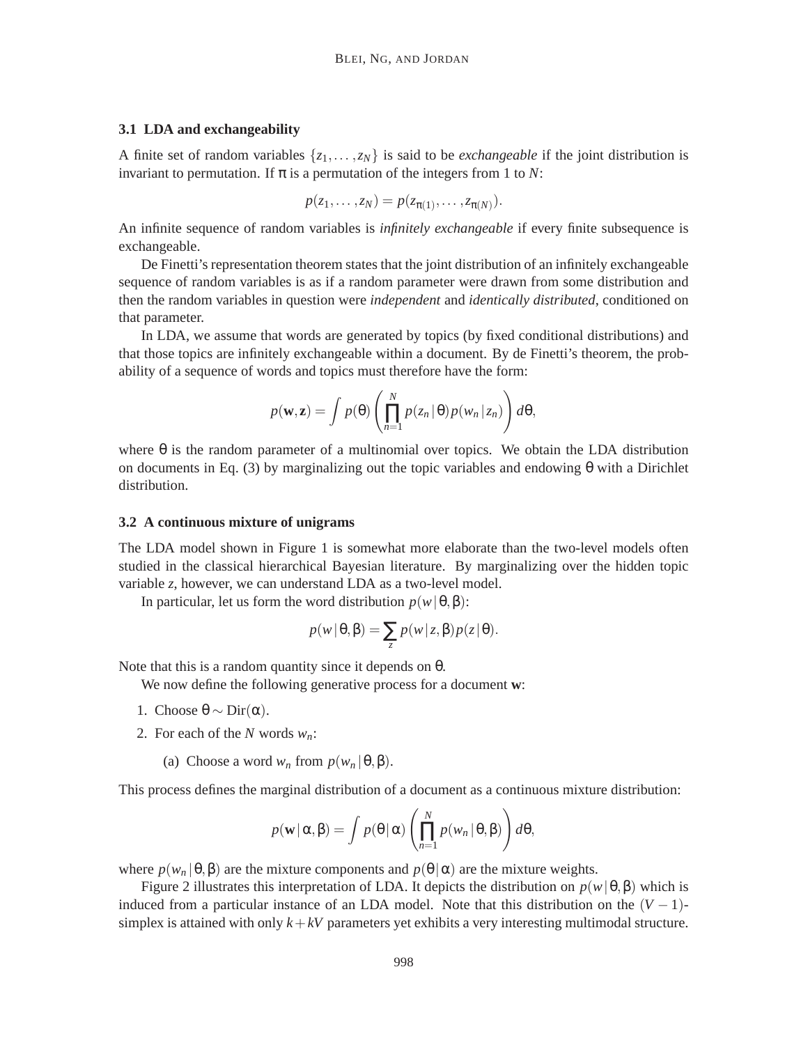### 3.1 LDA and exchangeability

A finite set of random variables $\{z_1, \ldots, z_N\}$ is said to be *exchangeable* if the joint distribution is invariant to permutation. If $\pi$ is a permutation of the integers from 1 to $N$:

$$p(z_1, \ldots, z_N) = p(z_{\pi(1)}, \ldots, z_{\pi(N)}).$$

An infinite sequence of random variables is *infinitely exchangeable* if every finite subsequence is exchangeable.

De Finetti's representation theorem states that the joint distribution of an infinitely exchangeable sequence of random variables is as if a random parameter were drawn from some distribution and then the random variables in question were *independent* and *identically distributed*, conditioned on that parameter.

In LDA, we assume that words are generated by topics (by fixed conditional distributions) and that those topics are infinitely exchangeable within a document. By de Finetti's theorem, the probability of a sequence of words and topics must therefore have the form:

$$p(\mathbf{w}, \mathbf{z}) = \int p(\theta) \left( \prod_{n=1}^{N} p(z_n \,|\, \theta) p(w_n \,|\, z_n) \right) d\theta,$$

where $\theta$ is the random parameter of a multinomial over topics. We obtain the LDA distribution on documents in Eq. (3) by marginalizing out the topic variables and endowing $\theta$ with a Dirichlet distribution.

### 3.2 A continuous mixture of unigrams

The LDA model shown in Figure 1 is somewhat more elaborate than the two-level models often studied in the classical hierarchical Bayesian literature. By marginalizing over the hidden topic variable $z$, however, we can understand LDA as a two-level model.

In particular, let us form the word distribution $p(w \,|\, \theta, \beta)$:

$$p(w \,|\, \theta, \beta) = \sum_{z} p(w \,|\, z, \beta) p(z \,|\, \theta).$$

Note that this is a random quantity since it depends on $\theta$.

We now define the following generative process for a document $\mathbf{w}$:

1. Choose $\theta \sim \mathrm{Dir}(\alpha)$.
2. For each of the $N$ words $w_n$:
   (a) Choose a word $w_n$ from $p(w_n \,|\, \theta, \beta)$.

This process defines the marginal distribution of a document as a continuous mixture distribution:

$$p(\mathbf{w} \,|\, \alpha, \beta) = \int p(\theta \,|\, \alpha) \left( \prod_{n=1}^{N} p(w_n \,|\, \theta, \beta) \right) d\theta,$$

where $p(w_n \,|\, \theta, \beta)$ are the mixture components and $p(\theta \,|\, \alpha)$ are the mixture weights.

Figure 2 illustrates this interpretation of LDA. It depicts the distribution on $p(w \,|\, \theta, \beta)$ which is induced from a particular instance of an LDA model. Note that this distribution on the $(V-1)$-simplex is attained with only $k + kV$ parameters yet exhibits a very interesting multimodal structure.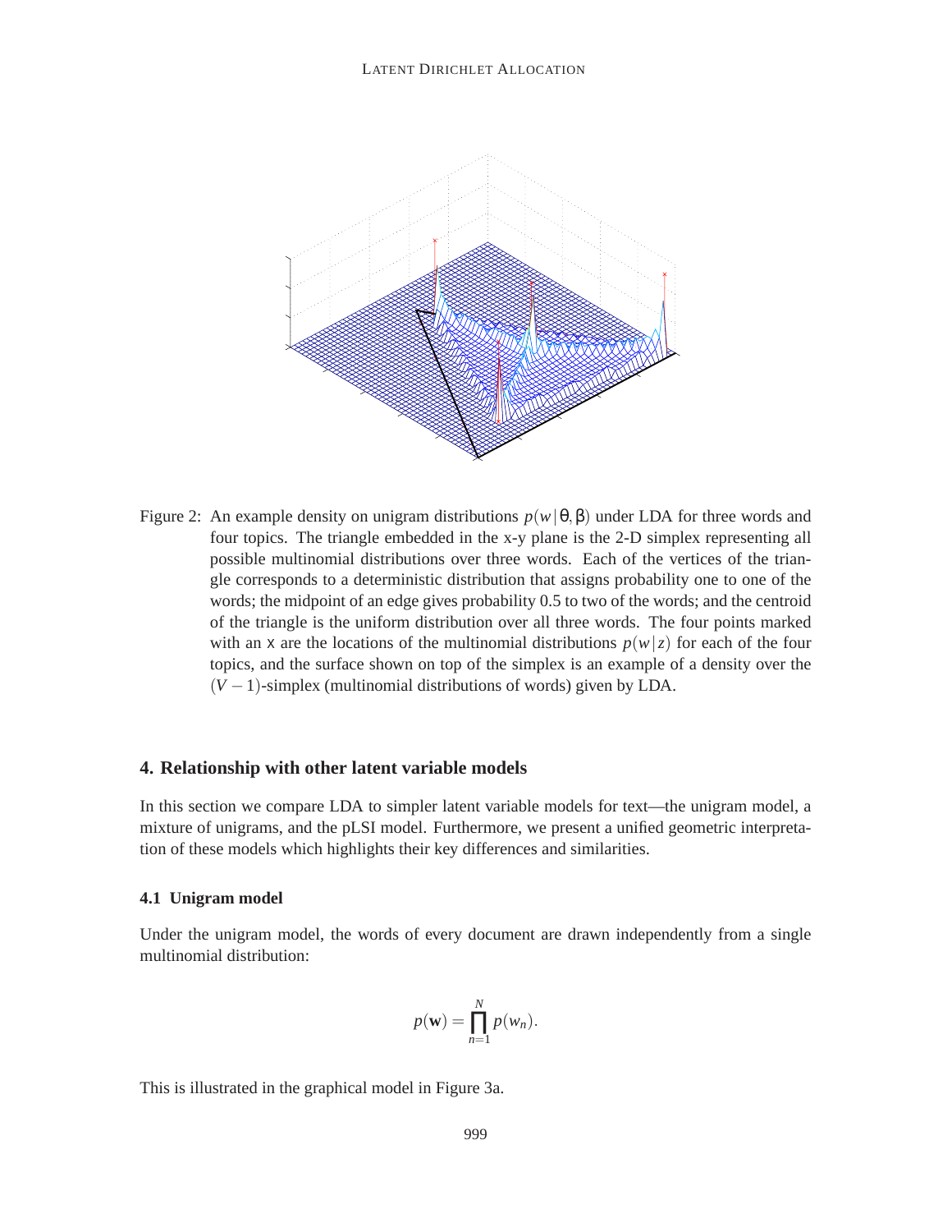Figure 2: An example density on unigram distributions $p(w \mid \theta, \beta)$ under LDA for three words and four topics. The triangle embedded in the x-y plane is the 2-D simplex representing all possible multinomial distributions over three words. Each of the vertices of the triangle corresponds to a deterministic distribution that assigns probability one to one of the words; the midpoint of an edge gives probability 0.5 to two of the words; and the centroid of the triangle is the uniform distribution over all three words. The four points marked with an x are the locations of the multinomial distributions $p(w \mid z)$ for each of the four topics, and the surface shown on top of the simplex is an example of a density over the $(V-1)$-simplex (multinomial distributions of words) given by LDA.

## 4. Relationship with other latent variable models

In this section we compare LDA to simpler latent variable models for text—the unigram model, a mixture of unigrams, and the pLSI model. Furthermore, we present a unified geometric interpretation of these models which highlights their key differences and similarities.

### 4.1 Unigram model

Under the unigram model, the words of every document are drawn independently from a single multinomial distribution:

$$p(\mathbf{w}) = \prod_{n=1}^{N} p(w_n).$$

This is illustrated in the graphical model in Figure 3a.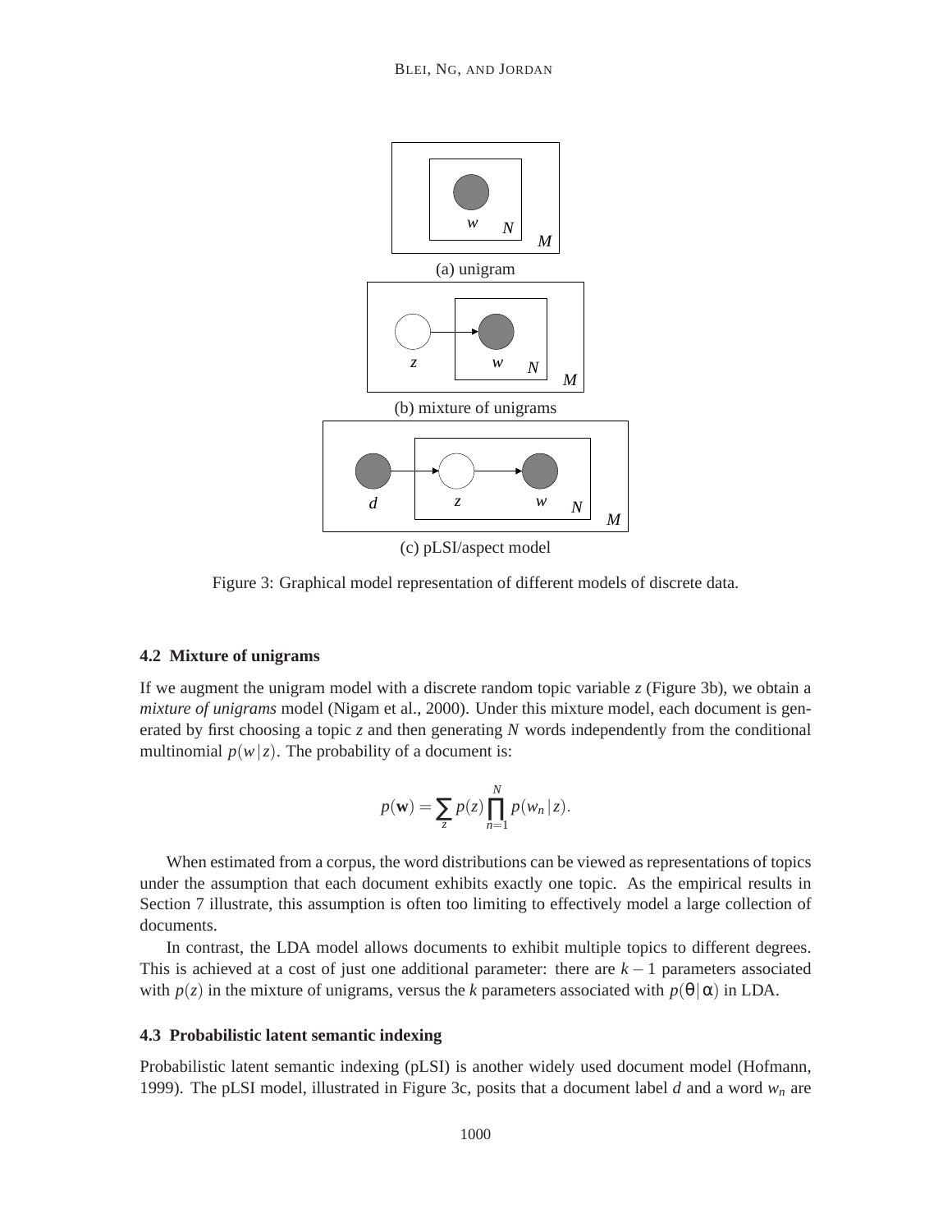(a) unigram

(b) mixture of unigrams

(c) pLSI/aspect model

Figure 3: Graphical model representation of different models of discrete data.

### 4.2 Mixture of unigrams

If we augment the unigram model with a discrete random topic variable $z$ (Figure 3b), we obtain a *mixture of unigrams* model (Nigam et al., 2000). Under this mixture model, each document is generated by first choosing a topic $z$ and then generating $N$ words independently from the conditional multinomial $p(w \mid z)$. The probability of a document is:

$$p(\mathbf{w}) = \sum_z p(z) \prod_{n=1}^{N} p(w_n \mid z).$$

When estimated from a corpus, the word distributions can be viewed as representations of topics under the assumption that each document exhibits exactly one topic. As the empirical results in Section 7 illustrate, this assumption is often too limiting to effectively model a large collection of documents.

In contrast, the LDA model allows documents to exhibit multiple topics to different degrees. This is achieved at a cost of just one additional parameter: there are $k-1$ parameters associated with $p(z)$ in the mixture of unigrams, versus the $k$ parameters associated with $p(\theta \mid \alpha)$ in LDA.

### 4.3 Probabilistic latent semantic indexing

Probabilistic latent semantic indexing (pLSI) is another widely used document model (Hofmann, 1999). The pLSI model, illustrated in Figure 3c, posits that a document label $d$ and a word $w_n$ are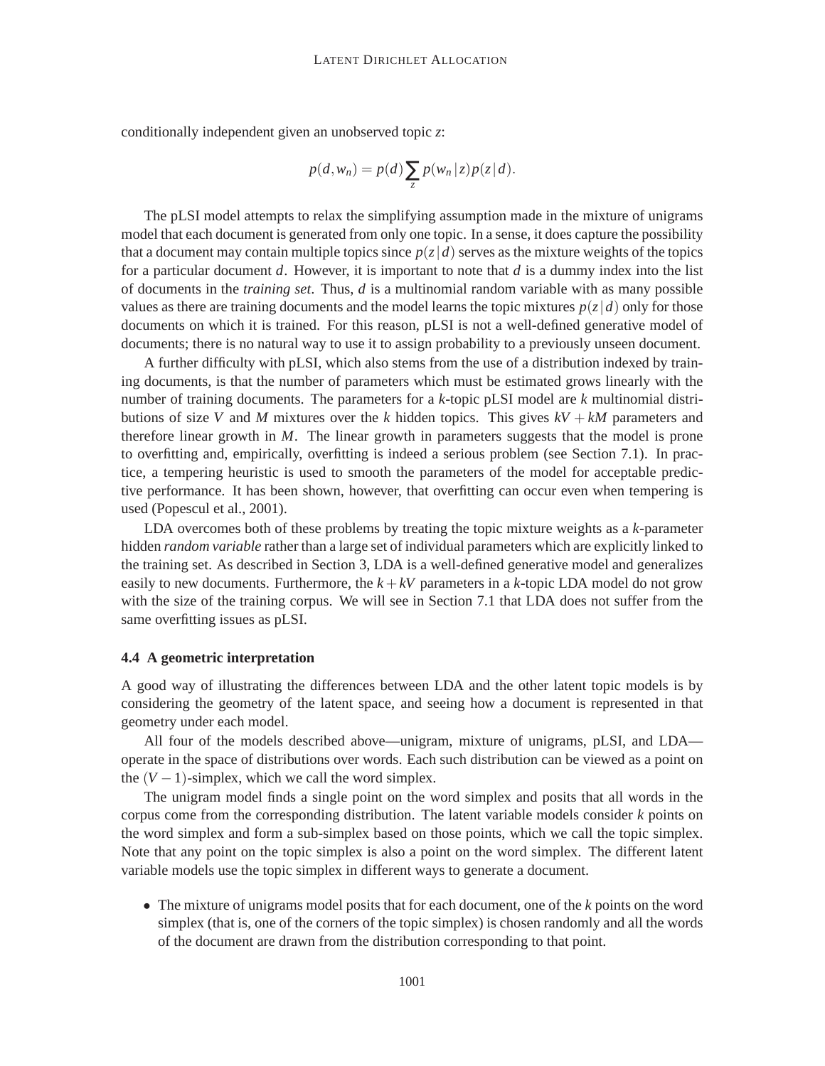conditionally independent given an unobserved topic $z$:

$$p(d, w_n) = p(d) \sum_z p(w_n \,|\, z) p(z \,|\, d).$$

The pLSI model attempts to relax the simplifying assumption made in the mixture of unigrams model that each document is generated from only one topic. In a sense, it does capture the possibility that a document may contain multiple topics since $p(z \,|\, d)$ serves as the mixture weights of the topics for a particular document $d$. However, it is important to note that $d$ is a dummy index into the list of documents in the *training set*. Thus, $d$ is a multinomial random variable with as many possible values as there are training documents and the model learns the topic mixtures $p(z \,|\, d)$ only for those documents on which it is trained. For this reason, pLSI is not a well-defined generative model of documents; there is no natural way to use it to assign probability to a previously unseen document.

A further difficulty with pLSI, which also stems from the use of a distribution indexed by training documents, is that the number of parameters which must be estimated grows linearly with the number of training documents. The parameters for a $k$-topic pLSI model are $k$ multinomial distributions of size $V$ and $M$ mixtures over the $k$ hidden topics. This gives $kV + kM$ parameters and therefore linear growth in $M$. The linear growth in parameters suggests that the model is prone to overfitting and, empirically, overfitting is indeed a serious problem (see Section 7.1). In practice, a tempering heuristic is used to smooth the parameters of the model for acceptable predictive performance. It has been shown, however, that overfitting can occur even when tempering is used (Popescul et al., 2001).

LDA overcomes both of these problems by treating the topic mixture weights as a $k$-parameter hidden *random variable* rather than a large set of individual parameters which are explicitly linked to the training set. As described in Section 3, LDA is a well-defined generative model and generalizes easily to new documents. Furthermore, the $k + kV$ parameters in a $k$-topic LDA model do not grow with the size of the training corpus. We will see in Section 7.1 that LDA does not suffer from the same overfitting issues as pLSI.

### 4.4 A geometric interpretation

A good way of illustrating the differences between LDA and the other latent topic models is by considering the geometry of the latent space, and seeing how a document is represented in that geometry under each model.

All four of the models described above—unigram, mixture of unigrams, pLSI, and LDA—operate in the space of distributions over words. Each such distribution can be viewed as a point on the $(V-1)$-simplex, which we call the word simplex.

The unigram model finds a single point on the word simplex and posits that all words in the corpus come from the corresponding distribution. The latent variable models consider $k$ points on the word simplex and form a sub-simplex based on those points, which we call the topic simplex. Note that any point on the topic simplex is also a point on the word simplex. The different latent variable models use the topic simplex in different ways to generate a document.

- The mixture of unigrams model posits that for each document, one of the $k$ points on the word simplex (that is, one of the corners of the topic simplex) is chosen randomly and all the words of the document are drawn from the distribution corresponding to that point.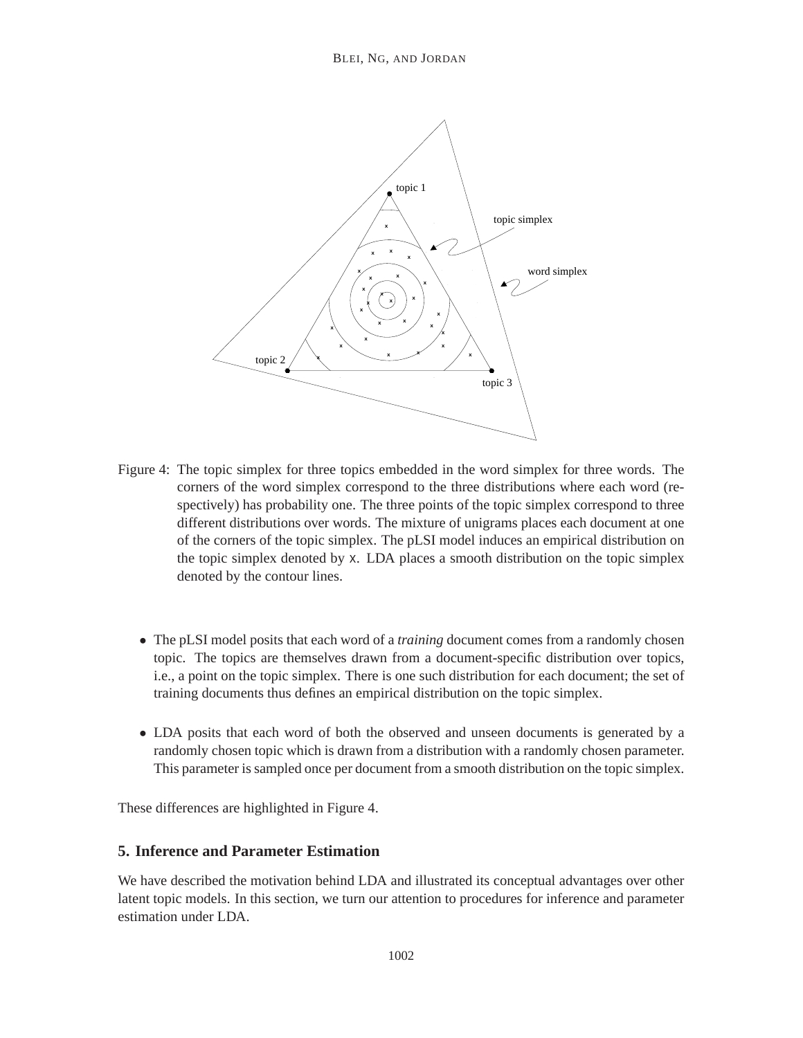Figure 4: The topic simplex for three topics embedded in the word simplex for three words. The corners of the word simplex correspond to the three distributions where each word (respectively) has probability one. The three points of the topic simplex correspond to three different distributions over words. The mixture of unigrams places each document at one of the corners of the topic simplex. The pLSI model induces an empirical distribution on the topic simplex denoted by x. LDA places a smooth distribution on the topic simplex denoted by the contour lines.

- The pLSI model posits that each word of a *training* document comes from a randomly chosen topic. The topics are themselves drawn from a document-specific distribution over topics, i.e., a point on the topic simplex. There is one such distribution for each document; the set of training documents thus defines an empirical distribution on the topic simplex.

- LDA posits that each word of both the observed and unseen documents is generated by a randomly chosen topic which is drawn from a distribution with a randomly chosen parameter. This parameter is sampled once per document from a smooth distribution on the topic simplex.

These differences are highlighted in Figure 4.

## 5. Inference and Parameter Estimation

We have described the motivation behind LDA and illustrated its conceptual advantages over other latent topic models. In this section, we turn our attention to procedures for inference and parameter estimation under LDA.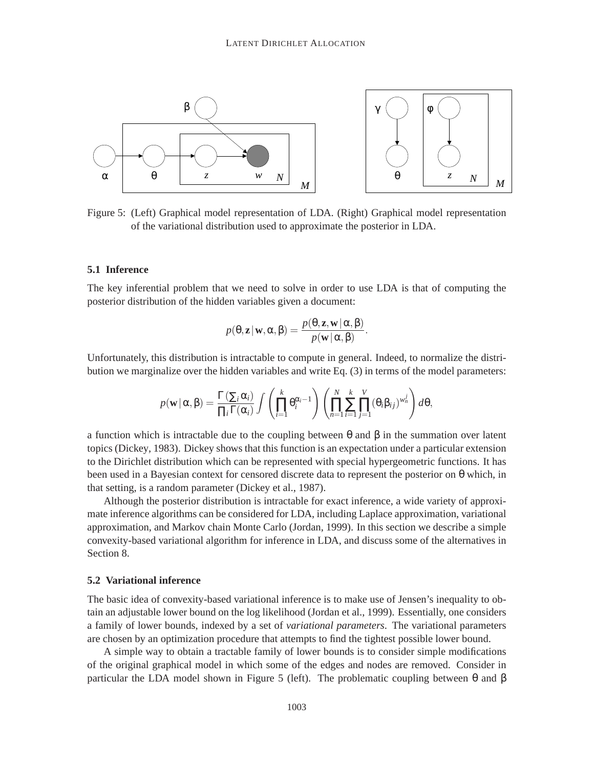Figure 5: (Left) Graphical model representation of LDA. (Right) Graphical model representation of the variational distribution used to approximate the posterior in LDA.

### 5.1 Inference

The key inferential problem that we need to solve in order to use LDA is that of computing the posterior distribution of the hidden variables given a document:

$$p(\theta, \mathbf{z} \,|\, \mathbf{w}, \alpha, \beta) = \frac{p(\theta, \mathbf{z}, \mathbf{w} \,|\, \alpha, \beta)}{p(\mathbf{w} \,|\, \alpha, \beta)}.$$

Unfortunately, this distribution is intractable to compute in general. Indeed, to normalize the distribution we marginalize over the hidden variables and write Eq. (3) in terms of the model parameters:

$$p(\mathbf{w} \,|\, \alpha, \beta) = \frac{\Gamma\left(\sum_i \alpha_i\right)}{\prod_i \Gamma(\alpha_i)} \int \left(\prod_{i=1}^{k} \theta_i^{\alpha_i - 1}\right) \left(\prod_{n=1}^{N} \sum_{i=1}^{k} \prod_{j=1}^{V} (\theta_i \beta_{ij})^{w_n^j}\right) d\theta,$$

a function which is intractable due to the coupling between $\theta$ and $\beta$ in the summation over latent topics (Dickey, 1983). Dickey shows that this function is an expectation under a particular extension to the Dirichlet distribution which can be represented with special hypergeometric functions. It has been used in a Bayesian context for censored discrete data to represent the posterior on $\theta$ which, in that setting, is a random parameter (Dickey et al., 1987).

Although the posterior distribution is intractable for exact inference, a wide variety of approximate inference algorithms can be considered for LDA, including Laplace approximation, variational approximation, and Markov chain Monte Carlo (Jordan, 1999). In this section we describe a simple convexity-based variational algorithm for inference in LDA, and discuss some of the alternatives in Section 8.

### 5.2 Variational inference

The basic idea of convexity-based variational inference is to make use of Jensen's inequality to obtain an adjustable lower bound on the log likelihood (Jordan et al., 1999). Essentially, one considers a family of lower bounds, indexed by a set of *variational parameters*. The variational parameters are chosen by an optimization procedure that attempts to find the tightest possible lower bound.

A simple way to obtain a tractable family of lower bounds is to consider simple modifications of the original graphical model in which some of the edges and nodes are removed. Consider in particular the LDA model shown in Figure 5 (left). The problematic coupling between $\theta$ and $\beta$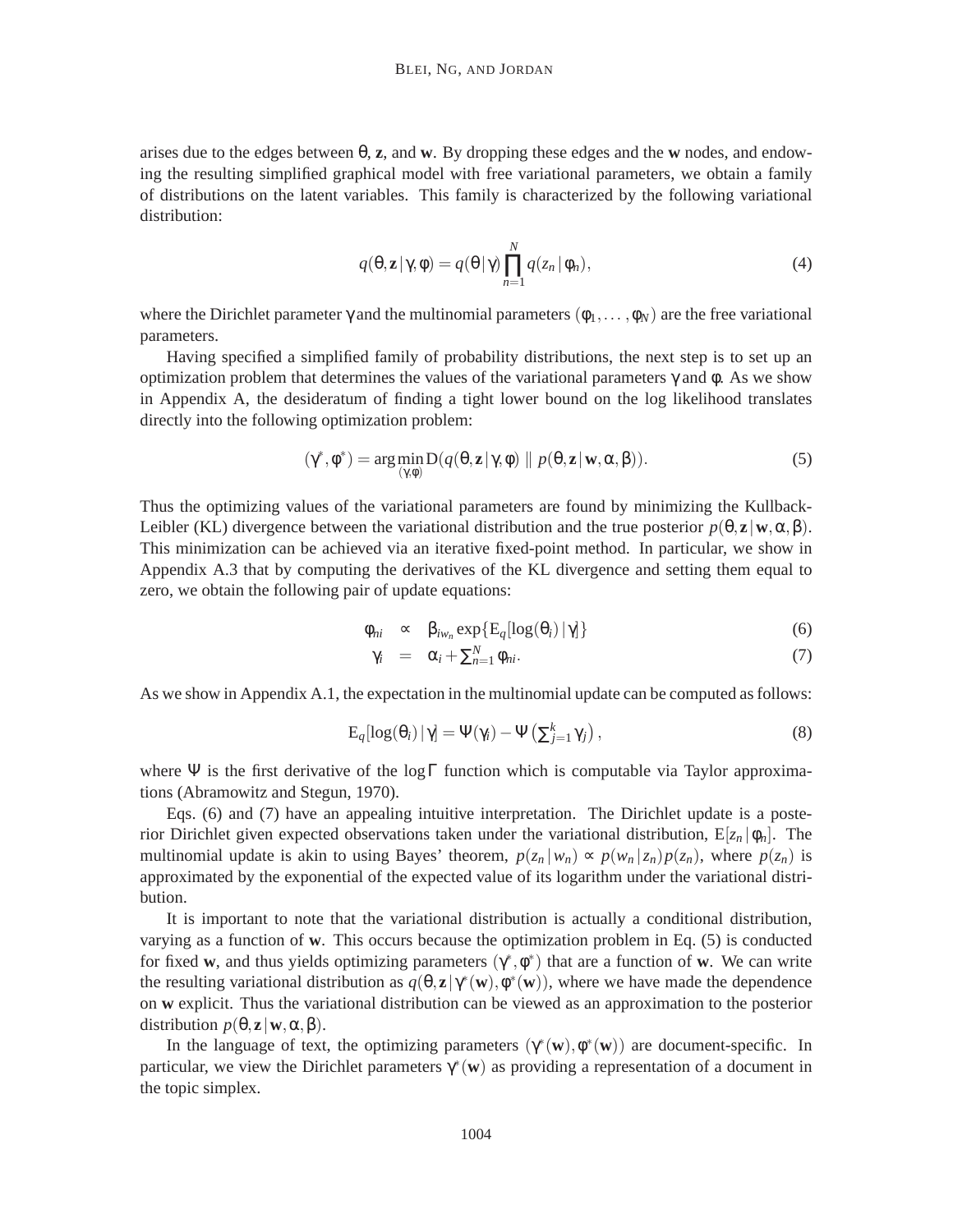arises due to the edges between $\theta$, $\mathbf{z}$, and $\mathbf{w}$. By dropping these edges and the $\mathbf{w}$ nodes, and endowing the resulting simplified graphical model with free variational parameters, we obtain a family of distributions on the latent variables. This family is characterized by the following variational distribution:

$$q(\theta, \mathbf{z} \mid \gamma, \phi) = q(\theta \mid \gamma) \prod_{n=1}^{N} q(z_n \mid \phi_n), \tag{4}$$

where the Dirichlet parameter $\gamma$ and the multinomial parameters $(\phi_1, \ldots, \phi_N)$ are the free variational parameters.

Having specified a simplified family of probability distributions, the next step is to set up an optimization problem that determines the values of the variational parameters $\gamma$ and $\phi$. As we show in Appendix A, the desideratum of finding a tight lower bound on the log likelihood translates directly into the following optimization problem:

$$(\gamma^*, \phi^*) = \arg\min_{(\gamma,\phi)} \mathrm{D}(q(\theta, \mathbf{z} \mid \gamma, \phi) \parallel p(\theta, \mathbf{z} \mid \mathbf{w}, \alpha, \beta)). \tag{5}$$

Thus the optimizing values of the variational parameters are found by minimizing the Kullback-Leibler (KL) divergence between the variational distribution and the true posterior $p(\theta, \mathbf{z} \mid \mathbf{w}, \alpha, \beta)$. This minimization can be achieved via an iterative fixed-point method. In particular, we show in Appendix A.3 that by computing the derivatives of the KL divergence and setting them equal to zero, we obtain the following pair of update equations:

$$\phi_{ni} \propto \beta_{iw_n} \exp\{\mathrm{E}_q[\log(\theta_i) \mid \gamma]\} \tag{6}$$

$$\gamma_i = \alpha_i + \textstyle\sum_{n=1}^{N} \phi_{ni}. \tag{7}$$

As we show in Appendix A.1, the expectation in the multinomial update can be computed as follows:

$$\mathrm{E}_q[\log(\theta_i) \mid \gamma] = \Psi(\gamma_i) - \Psi\left(\textstyle\sum_{j=1}^{k} \gamma_j\right), \tag{8}$$

where $\Psi$ is the first derivative of the $\log\Gamma$ function which is computable via Taylor approximations (Abramowitz and Stegun, 1970).

Eqs. (6) and (7) have an appealing intuitive interpretation. The Dirichlet update is a posterior Dirichlet given expected observations taken under the variational distribution, $\mathrm{E}[z_n \mid \phi_n]$. The multinomial update is akin to using Bayes' theorem, $p(z_n \mid w_n) \propto p(w_n \mid z_n) p(z_n)$, where $p(z_n)$ is approximated by the exponential of the expected value of its logarithm under the variational distribution.

It is important to note that the variational distribution is actually a conditional distribution, varying as a function of $\mathbf{w}$. This occurs because the optimization problem in Eq. (5) is conducted for fixed $\mathbf{w}$, and thus yields optimizing parameters $(\gamma^*, \phi^*)$ that are a function of $\mathbf{w}$. We can write the resulting variational distribution as $q(\theta, \mathbf{z} \mid \gamma^*(\mathbf{w}), \phi^*(\mathbf{w}))$, where we have made the dependence on $\mathbf{w}$ explicit. Thus the variational distribution can be viewed as an approximation to the posterior distribution $p(\theta, \mathbf{z} \mid \mathbf{w}, \alpha, \beta)$.

In the language of text, the optimizing parameters $(\gamma^*(\mathbf{w}), \phi^*(\mathbf{w}))$ are document-specific. In particular, we view the Dirichlet parameters $\gamma^*(\mathbf{w})$ as providing a representation of a document in the topic simplex.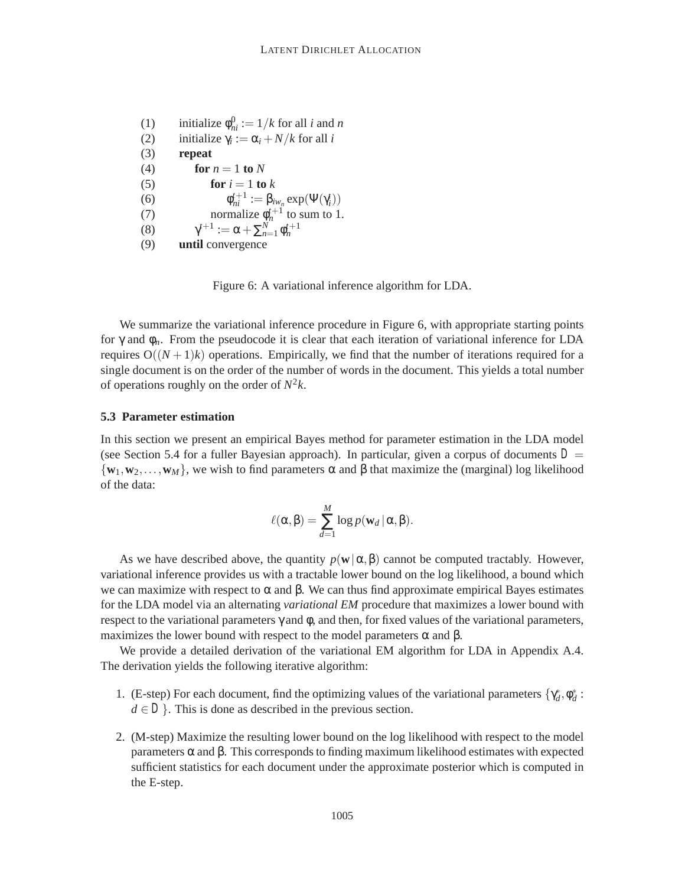```
(1)    initialize φ_{ni}^0 := 1/k for all i and n
(2)    initialize γ_i := α_i + N/k for all i
(3)    repeat
(4)        for n = 1 to N
(5)            for i = 1 to k
(6)                φ_{ni}^{t+1} := β_{iw_n} exp(Ψ(γ_i^t))
(7)            normalize φ_n^{t+1} to sum to 1.
(8)        γ^{t+1} := α + Σ_{n=1}^N φ_n^{t+1}
(9)    until convergence
```

Figure 6: A variational inference algorithm for LDA.

We summarize the variational inference procedure in Figure 6, with appropriate starting points for $\gamma$ and $\phi_n$. From the pseudocode it is clear that each iteration of variational inference for LDA requires $O((N+1)k)$ operations. Empirically, we find that the number of iterations required for a single document is on the order of the number of words in the document. This yields a total number of operations roughly on the order of $N^2k$.

### 5.3 Parameter estimation

In this section we present an empirical Bayes method for parameter estimation in the LDA model (see Section 5.4 for a fuller Bayesian approach). In particular, given a corpus of documents $D = \{\mathbf{w}_1, \mathbf{w}_2, \ldots, \mathbf{w}_M\}$, we wish to find parameters $\alpha$ and $\beta$ that maximize the (marginal) log likelihood of the data:

$$\ell(\alpha, \beta) = \sum_{d=1}^{M} \log p(\mathbf{w}_d \,|\, \alpha, \beta).$$

As we have described above, the quantity $p(\mathbf{w} \,|\, \alpha, \beta)$ cannot be computed tractably. However, variational inference provides us with a tractable lower bound on the log likelihood, a bound which we can maximize with respect to $\alpha$ and $\beta$. We can thus find approximate empirical Bayes estimates for the LDA model via an alternating *variational EM* procedure that maximizes a lower bound with respect to the variational parameters $\gamma$ and $\phi$, and then, for fixed values of the variational parameters, maximizes the lower bound with respect to the model parameters $\alpha$ and $\beta$.

We provide a detailed derivation of the variational EM algorithm for LDA in Appendix A.4. The derivation yields the following iterative algorithm:

1. (E-step) For each document, find the optimizing values of the variational parameters $\{\gamma_d^*, \phi_d^* : d \in D\}$. This is done as described in the previous section.

2. (M-step) Maximize the resulting lower bound on the log likelihood with respect to the model parameters $\alpha$ and $\beta$. This corresponds to finding maximum likelihood estimates with expected sufficient statistics for each document under the approximate posterior which is computed in the E-step.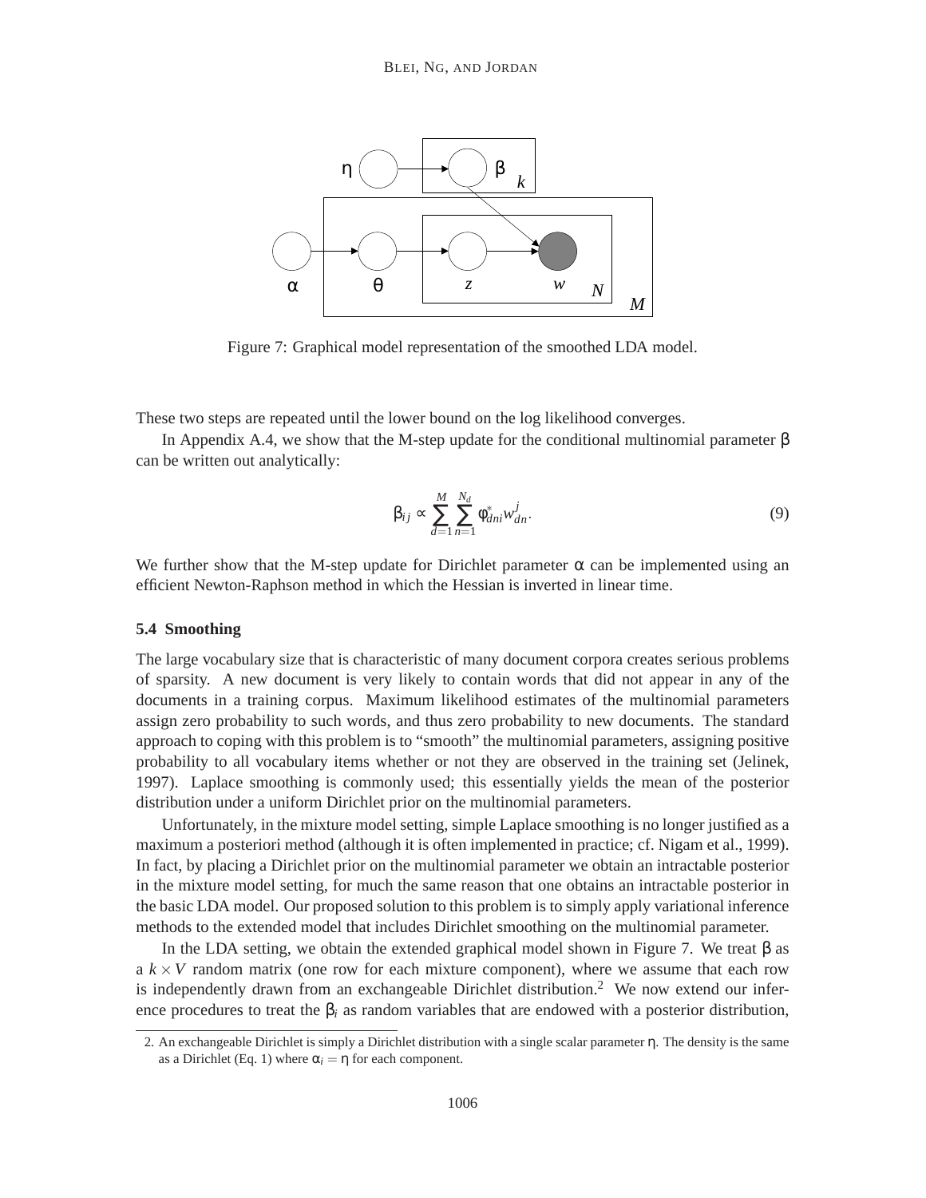Figure 7: Graphical model representation of the smoothed LDA model.

These two steps are repeated until the lower bound on the log likelihood converges.

In Appendix A.4, we show that the M-step update for the conditional multinomial parameter $\beta$ can be written out analytically:

$$\beta_{ij} \propto \sum_{d=1}^{M} \sum_{n=1}^{N_d} \phi^{*}_{dni} w^{j}_{dn}. \tag{9}$$

We further show that the M-step update for Dirichlet parameter $\alpha$ can be implemented using an efficient Newton-Raphson method in which the Hessian is inverted in linear time.

### 5.4 Smoothing

The large vocabulary size that is characteristic of many document corpora creates serious problems of sparsity. A new document is very likely to contain words that did not appear in any of the documents in a training corpus. Maximum likelihood estimates of the multinomial parameters assign zero probability to such words, and thus zero probability to new documents. The standard approach to coping with this problem is to "smooth" the multinomial parameters, assigning positive probability to all vocabulary items whether or not they are observed in the training set (Jelinek, 1997). Laplace smoothing is commonly used; this essentially yields the mean of the posterior distribution under a uniform Dirichlet prior on the multinomial parameters.

Unfortunately, in the mixture model setting, simple Laplace smoothing is no longer justified as a maximum a posteriori method (although it is often implemented in practice; cf. Nigam et al., 1999). In fact, by placing a Dirichlet prior on the multinomial parameter we obtain an intractable posterior in the mixture model setting, for much the same reason that one obtains an intractable posterior in the basic LDA model. Our proposed solution to this problem is to simply apply variational inference methods to the extended model that includes Dirichlet smoothing on the multinomial parameter.

In the LDA setting, we obtain the extended graphical model shown in Figure 7. We treat $\beta$ as a $k \times V$ random matrix (one row for each mixture component), where we assume that each row is independently drawn from an exchangeable Dirichlet distribution.[2] We now extend our inference procedures to treat the $\beta_i$ as random variables that are endowed with a posterior distribution,

2. An exchangeable Dirichlet is simply a Dirichlet distribution with a single scalar parameter $\eta$. The density is the same as a Dirichlet (Eq. 1) where $\alpha_i = \eta$ for each component.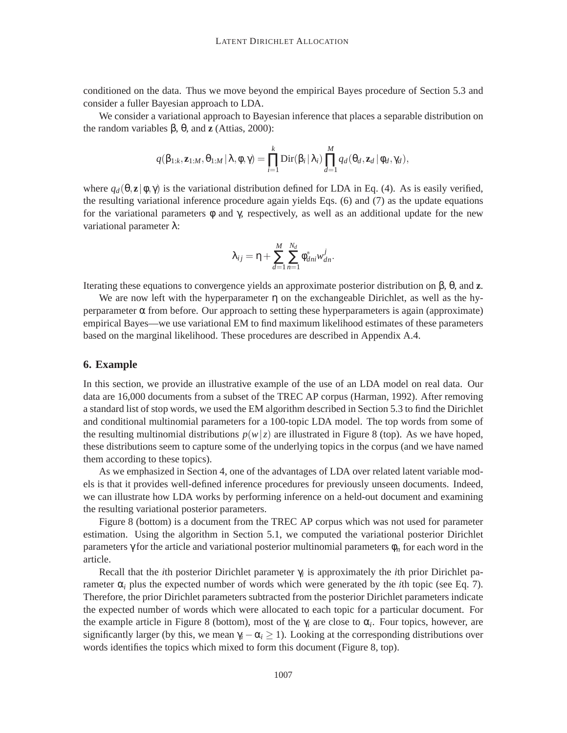conditioned on the data. Thus we move beyond the empirical Bayes procedure of Section 5.3 and consider a fuller Bayesian approach to LDA.

We consider a variational approach to Bayesian inference that places a separable distribution on the random variables $\beta$, $\theta$, and $\mathbf{z}$ (Attias, 2000):

$$q(\beta_{1:k}, \mathbf{z}_{1:M}, \theta_{1:M} \,|\, \lambda, \phi, \gamma) = \prod_{i=1}^{k} \mathrm{Dir}(\beta_i \,|\, \lambda_i) \prod_{d=1}^{M} q_d(\theta_d, \mathbf{z}_d \,|\, \phi_d, \gamma_d),$$

where $q_d(\theta, \mathbf{z} \,|\, \phi, \gamma)$ is the variational distribution defined for LDA in Eq. (4). As is easily verified, the resulting variational inference procedure again yields Eqs. (6) and (7) as the update equations for the variational parameters $\phi$ and $\gamma$, respectively, as well as an additional update for the new variational parameter $\lambda$:

$$\lambda_{ij} = \eta + \sum_{d=1}^{M} \sum_{n=1}^{N_d} \phi^{*}_{dni} w^{j}_{dn}.$$

Iterating these equations to convergence yields an approximate posterior distribution on $\beta$, $\theta$, and $\mathbf{z}$.

We are now left with the hyperparameter $\eta$ on the exchangeable Dirichlet, as well as the hyperparameter $\alpha$ from before. Our approach to setting these hyperparameters is again (approximate) empirical Bayes—we use variational EM to find maximum likelihood estimates of these parameters based on the marginal likelihood. These procedures are described in Appendix A.4.

## 6. Example

In this section, we provide an illustrative example of the use of an LDA model on real data. Our data are 16,000 documents from a subset of the TREC AP corpus (Harman, 1992). After removing a standard list of stop words, we used the EM algorithm described in Section 5.3 to find the Dirichlet and conditional multinomial parameters for a 100-topic LDA model. The top words from some of the resulting multinomial distributions $p(w \,|\, z)$ are illustrated in Figure 8 (top). As we have hoped, these distributions seem to capture some of the underlying topics in the corpus (and we have named them according to these topics).

As we emphasized in Section 4, one of the advantages of LDA over related latent variable models is that it provides well-defined inference procedures for previously unseen documents. Indeed, we can illustrate how LDA works by performing inference on a held-out document and examining the resulting variational posterior parameters.

Figure 8 (bottom) is a document from the TREC AP corpus which was not used for parameter estimation. Using the algorithm in Section 5.1, we computed the variational posterior Dirichlet parameters $\gamma$ for the article and variational posterior multinomial parameters $\phi_n$ for each word in the article.

Recall that the $i$th posterior Dirichlet parameter $\gamma_i$ is approximately the $i$th prior Dirichlet parameter $\alpha_i$ plus the expected number of words which were generated by the $i$th topic (see Eq. 7). Therefore, the prior Dirichlet parameters subtracted from the posterior Dirichlet parameters indicate the expected number of words which were allocated to each topic for a particular document. For the example article in Figure 8 (bottom), most of the $\gamma_i$ are close to $\alpha_i$. Four topics, however, are significantly larger (by this, we mean $\gamma_i - \alpha_i \geq 1$). Looking at the corresponding distributions over words identifies the topics which mixed to form this document (Figure 8, top).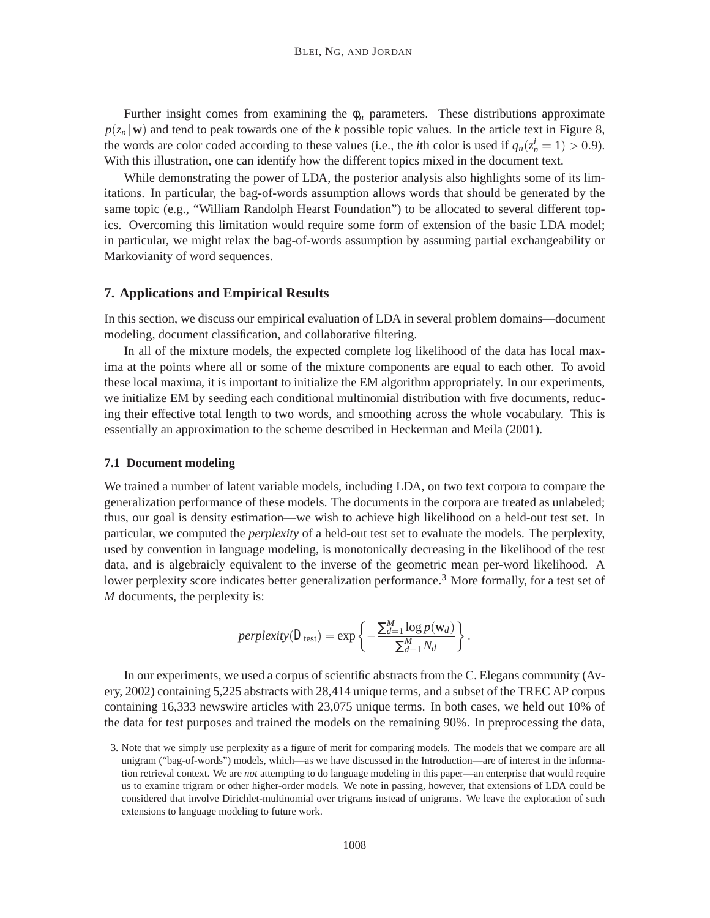Further insight comes from examining the $\phi_n$ parameters. These distributions approximate $p(z_n \mid \mathbf{w})$ and tend to peak towards one of the $k$ possible topic values. In the article text in Figure 8, the words are color coded according to these values (i.e., the $i$th color is used if $q_n(z_n^i = 1) > 0.9$). With this illustration, one can identify how the different topics mixed in the document text.

While demonstrating the power of LDA, the posterior analysis also highlights some of its limitations. In particular, the bag-of-words assumption allows words that should be generated by the same topic (e.g., "William Randolph Hearst Foundation") to be allocated to several different topics. Overcoming this limitation would require some form of extension of the basic LDA model; in particular, we might relax the bag-of-words assumption by assuming partial exchangeability or Markovianity of word sequences.

## 7. Applications and Empirical Results

In this section, we discuss our empirical evaluation of LDA in several problem domains—document modeling, document classification, and collaborative filtering.

In all of the mixture models, the expected complete log likelihood of the data has local maxima at the points where all or some of the mixture components are equal to each other. To avoid these local maxima, it is important to initialize the EM algorithm appropriately. In our experiments, we initialize EM by seeding each conditional multinomial distribution with five documents, reducing their effective total length to two words, and smoothing across the whole vocabulary. This is essentially an approximation to the scheme described in Heckerman and Meila (2001).

### 7.1 Document modeling

We trained a number of latent variable models, including LDA, on two text corpora to compare the generalization performance of these models. The documents in the corpora are treated as unlabeled; thus, our goal is density estimation—we wish to achieve high likelihood on a held-out test set. In particular, we computed the *perplexity* of a held-out test set to evaluate the models. The perplexity, used by convention in language modeling, is monotonically decreasing in the likelihood of the test data, and is algebraicly equivalent to the inverse of the geometric mean per-word likelihood. A lower perplexity score indicates better generalization performance.[3] More formally, for a test set of $M$ documents, the perplexity is:

$$perplexity(D_{\text{test}}) = \exp\left\{ -\frac{\sum_{d=1}^{M} \log p(\mathbf{w}_d)}{\sum_{d=1}^{M} N_d} \right\}.$$

In our experiments, we used a corpus of scientific abstracts from the C. Elegans community (Avery, 2002) containing 5,225 abstracts with 28,414 unique terms, and a subset of the TREC AP corpus containing 16,333 newswire articles with 23,075 unique terms. In both cases, we held out 10% of the data for test purposes and trained the models on the remaining 90%. In preprocessing the data,

3. Note that we simply use perplexity as a figure of merit for comparing models. The models that we compare are all unigram ("bag-of-words") models, which—as we have discussed in the Introduction—are of interest in the information retrieval context. We are *not* attempting to do language modeling in this paper—an enterprise that would require us to examine trigram or other higher-order models. We note in passing, however, that extensions of LDA could be considered that involve Dirichlet-multinomial over trigrams instead of unigrams. We leave the exploration of such extensions to language modeling to future work.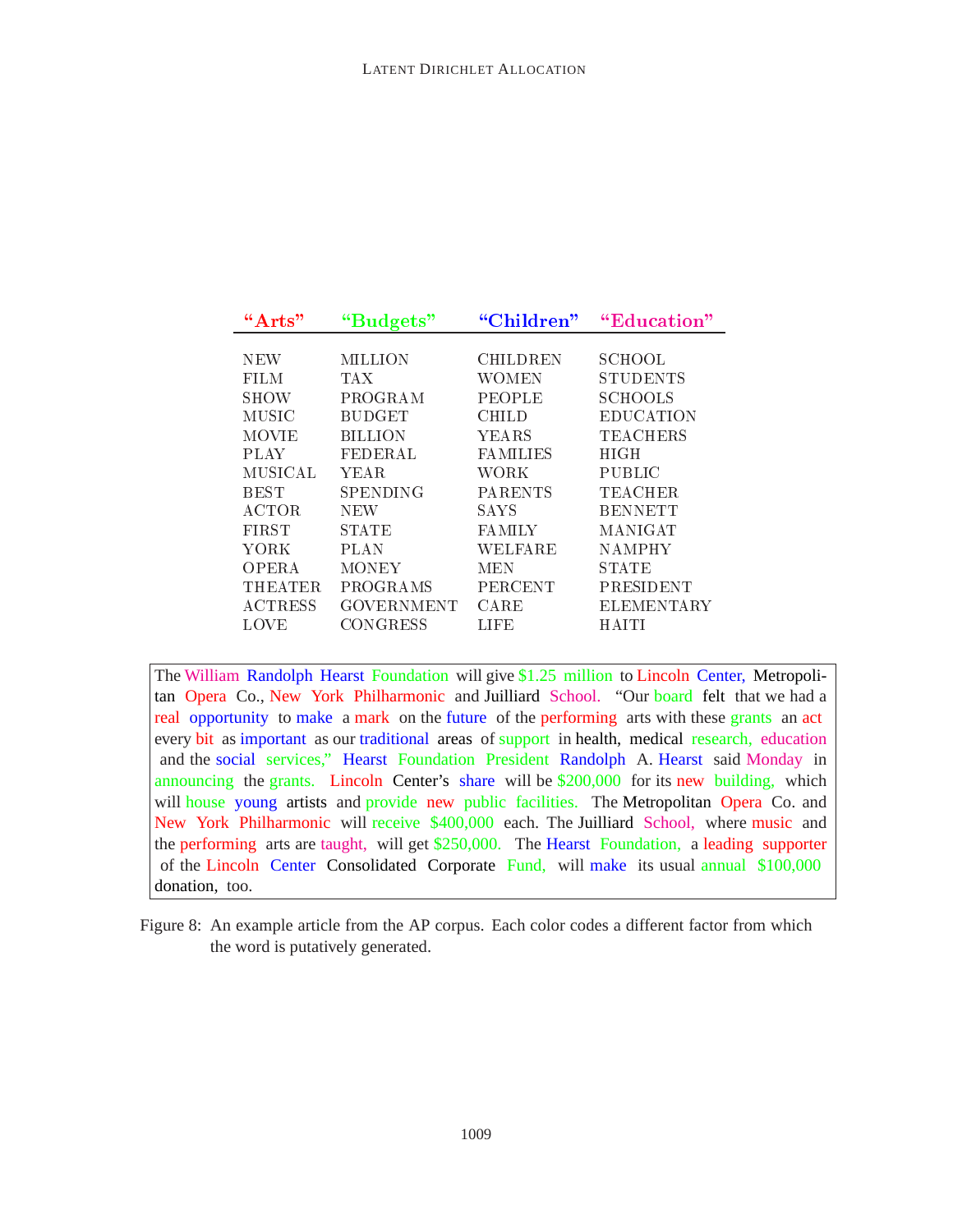| "Arts" | "Budgets" | "Children" | "Education" |
|---|---|---|---|
| NEW | MILLION | CHILDREN | SCHOOL |
| FILM | TAX | WOMEN | STUDENTS |
| SHOW | PROGRAM | PEOPLE | SCHOOLS |
| MUSIC | BUDGET | CHILD | EDUCATION |
| MOVIE | BILLION | YEARS | TEACHERS |
| PLAY | FEDERAL | FAMILIES | HIGH |
| MUSICAL | YEAR | WORK | PUBLIC |
| BEST | SPENDING | PARENTS | TEACHER |
| ACTOR | NEW | SAYS | BENNETT |
| FIRST | STATE | FAMILY | MANIGAT |
| YORK | PLAN | WELFARE | NAMPHY |
| OPERA | MONEY | MEN | STATE |
| THEATER | PROGRAMS | PERCENT | PRESIDENT |
| ACTRESS | GOVERNMENT | CARE | ELEMENTARY |
| LOVE | CONGRESS | LIFE | HAITI |

The William Randolph Hearst Foundation will give $1.25 million to Lincoln Center, Metropolitan Opera Co., New York Philharmonic and Juilliard School. "Our board felt that we had a real opportunity to make a mark on the future of the performing arts with these grants an act every bit as important as our traditional areas of support in health, medical research, education and the social services," Hearst Foundation President Randolph A. Hearst said Monday in announcing the grants. Lincoln Center's share will be $200,000 for its new building, which will house young artists and provide new public facilities. The Metropolitan Opera Co. and New York Philharmonic will receive $400,000 each. The Juilliard School, where music and the performing arts are taught, will get $250,000. The Hearst Foundation, a leading supporter of the Lincoln Center Consolidated Corporate Fund, will make its usual annual $100,000 donation, too.

Figure 8: An example article from the AP corpus. Each color codes a different factor from which the word is putatively generated.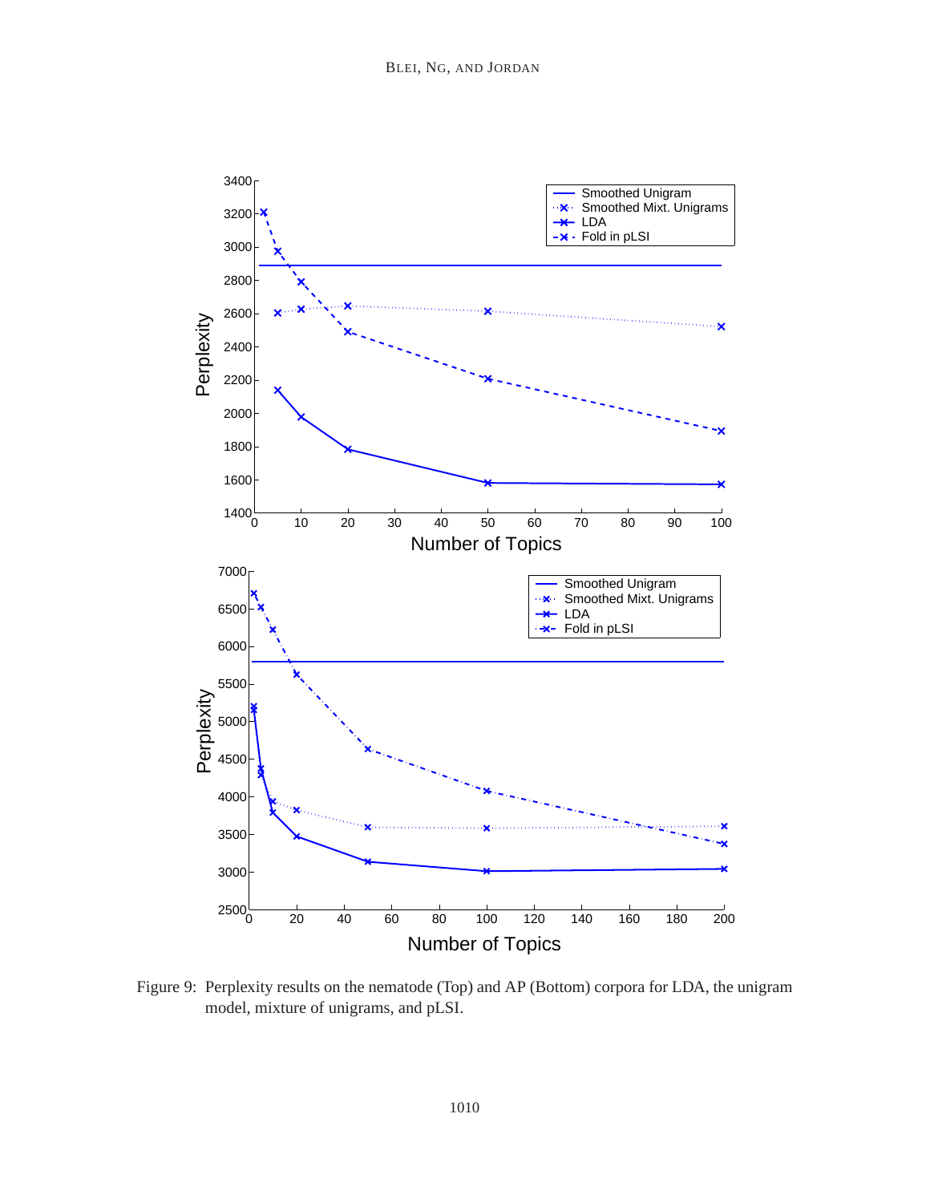Figure 9: Perplexity results on the nematode (Top) and AP (Bottom) corpora for LDA, the unigram model, mixture of unigrams, and pLSI.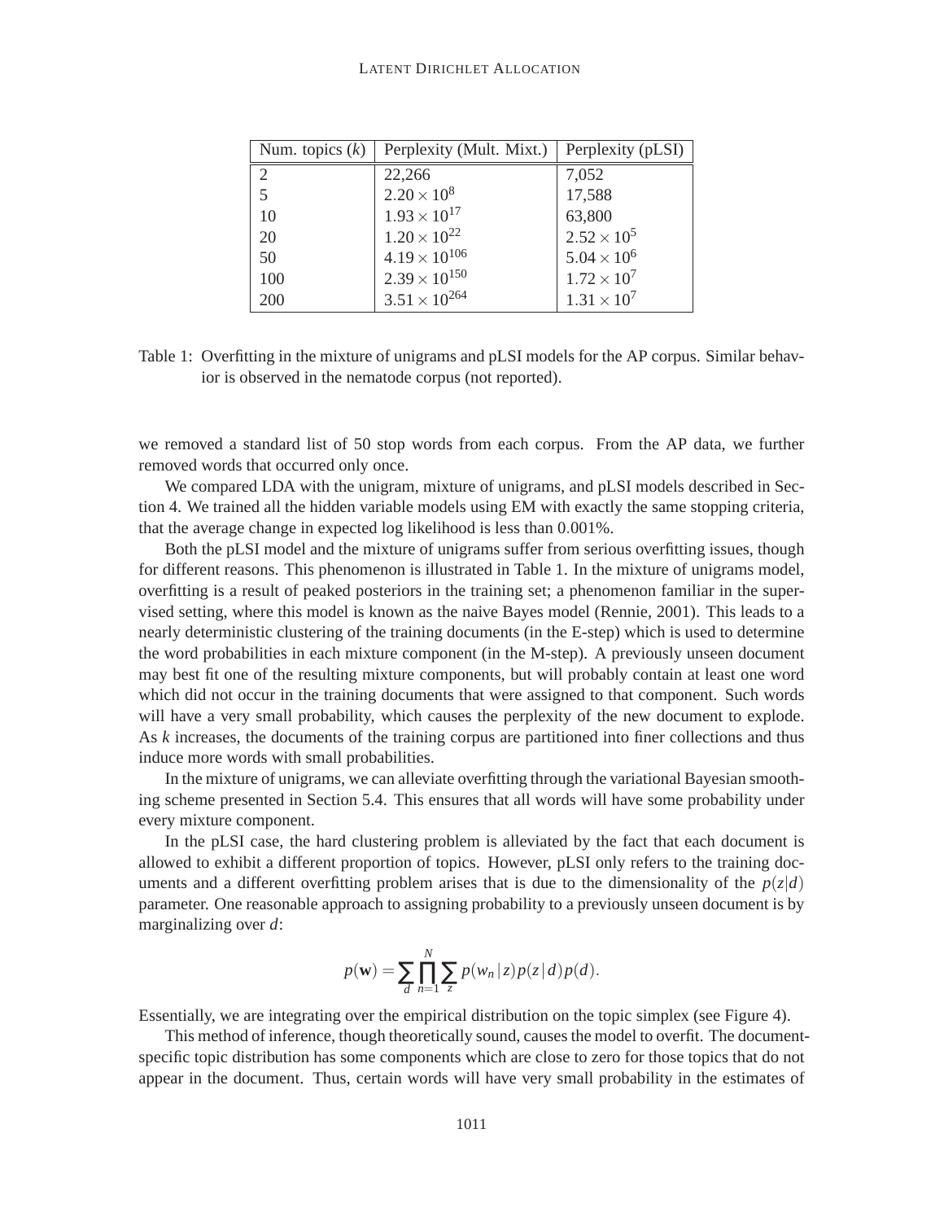| Num. topics ($k$) | Perplexity (Mult. Mixt.) | Perplexity (pLSI) |
|---|---|---|
| 2 | 22,266 | 7,052 |
| 5 | $2.20 \times 10^{8}$ | 17,588 |
| 10 | $1.93 \times 10^{17}$ | 63,800 |
| 20 | $1.20 \times 10^{22}$ | $2.52 \times 10^{5}$ |
| 50 | $4.19 \times 10^{106}$ | $5.04 \times 10^{6}$ |
| 100 | $2.39 \times 10^{150}$ | $1.72 \times 10^{7}$ |
| 200 | $3.51 \times 10^{264}$ | $1.31 \times 10^{7}$ |

Table 1: Overfitting in the mixture of unigrams and pLSI models for the AP corpus. Similar behavior is observed in the nematode corpus (not reported).

we removed a standard list of 50 stop words from each corpus. From the AP data, we further removed words that occurred only once.

We compared LDA with the unigram, mixture of unigrams, and pLSI models described in Section 4. We trained all the hidden variable models using EM with exactly the same stopping criteria, that the average change in expected log likelihood is less than 0.001%.

Both the pLSI model and the mixture of unigrams suffer from serious overfitting issues, though for different reasons. This phenomenon is illustrated in Table 1. In the mixture of unigrams model, overfitting is a result of peaked posteriors in the training set; a phenomenon familiar in the supervised setting, where this model is known as the naive Bayes model (Rennie, 2001). This leads to a nearly deterministic clustering of the training documents (in the E-step) which is used to determine the word probabilities in each mixture component (in the M-step). A previously unseen document may best fit one of the resulting mixture components, but will probably contain at least one word which did not occur in the training documents that were assigned to that component. Such words will have a very small probability, which causes the perplexity of the new document to explode. As $k$ increases, the documents of the training corpus are partitioned into finer collections and thus induce more words with small probabilities.

In the mixture of unigrams, we can alleviate overfitting through the variational Bayesian smoothing scheme presented in Section 5.4. This ensures that all words will have some probability under every mixture component.

In the pLSI case, the hard clustering problem is alleviated by the fact that each document is allowed to exhibit a different proportion of topics. However, pLSI only refers to the training documents and a different overfitting problem arises that is due to the dimensionality of the $p(z|d)$ parameter. One reasonable approach to assigning probability to a previously unseen document is by marginalizing over $d$:

$$p(\mathbf{w}) = \sum_{d} \prod_{n=1}^{N} \sum_{z} p(w_n \,|\, z) p(z \,|\, d) p(d).$$

Essentially, we are integrating over the empirical distribution on the topic simplex (see Figure 4).

This method of inference, though theoretically sound, causes the model to overfit. The document-specific topic distribution has some components which are close to zero for those topics that do not appear in the document. Thus, certain words will have very small probability in the estimates of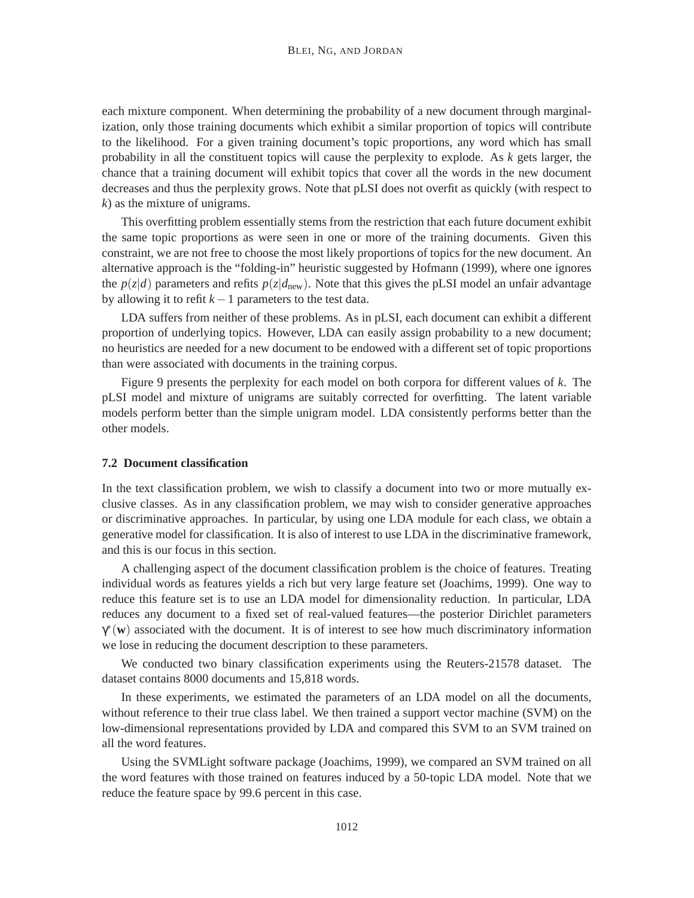each mixture component. When determining the probability of a new document through marginalization, only those training documents which exhibit a similar proportion of topics will contribute to the likelihood. For a given training document's topic proportions, any word which has small probability in all the constituent topics will cause the perplexity to explode. As $k$ gets larger, the chance that a training document will exhibit topics that cover all the words in the new document decreases and thus the perplexity grows. Note that pLSI does not overfit as quickly (with respect to $k$) as the mixture of unigrams.

This overfitting problem essentially stems from the restriction that each future document exhibit the same topic proportions as were seen in one or more of the training documents. Given this constraint, we are not free to choose the most likely proportions of topics for the new document. An alternative approach is the "folding-in" heuristic suggested by Hofmann (1999), where one ignores the $p(z|d)$ parameters and refits $p(z|d_{\text{new}})$. Note that this gives the pLSI model an unfair advantage by allowing it to refit $k-1$ parameters to the test data.

LDA suffers from neither of these problems. As in pLSI, each document can exhibit a different proportion of underlying topics. However, LDA can easily assign probability to a new document; no heuristics are needed for a new document to be endowed with a different set of topic proportions than were associated with documents in the training corpus.

Figure 9 presents the perplexity for each model on both corpora for different values of $k$. The pLSI model and mixture of unigrams are suitably corrected for overfitting. The latent variable models perform better than the simple unigram model. LDA consistently performs better than the other models.

### 7.2 Document classification

In the text classification problem, we wish to classify a document into two or more mutually exclusive classes. As in any classification problem, we may wish to consider generative approaches or discriminative approaches. In particular, by using one LDA module for each class, we obtain a generative model for classification. It is also of interest to use LDA in the discriminative framework, and this is our focus in this section.

A challenging aspect of the document classification problem is the choice of features. Treating individual words as features yields a rich but very large feature set (Joachims, 1999). One way to reduce this feature set is to use an LDA model for dimensionality reduction. In particular, LDA reduces any document to a fixed set of real-valued features—the posterior Dirichlet parameters $\gamma^*(\mathbf{w})$ associated with the document. It is of interest to see how much discriminatory information we lose in reducing the document description to these parameters.

We conducted two binary classification experiments using the Reuters-21578 dataset. The dataset contains 8000 documents and 15,818 words.

In these experiments, we estimated the parameters of an LDA model on all the documents, without reference to their true class label. We then trained a support vector machine (SVM) on the low-dimensional representations provided by LDA and compared this SVM to an SVM trained on all the word features.

Using the SVMLight software package (Joachims, 1999), we compared an SVM trained on all the word features with those trained on features induced by a 50-topic LDA model. Note that we reduce the feature space by 99.6 percent in this case.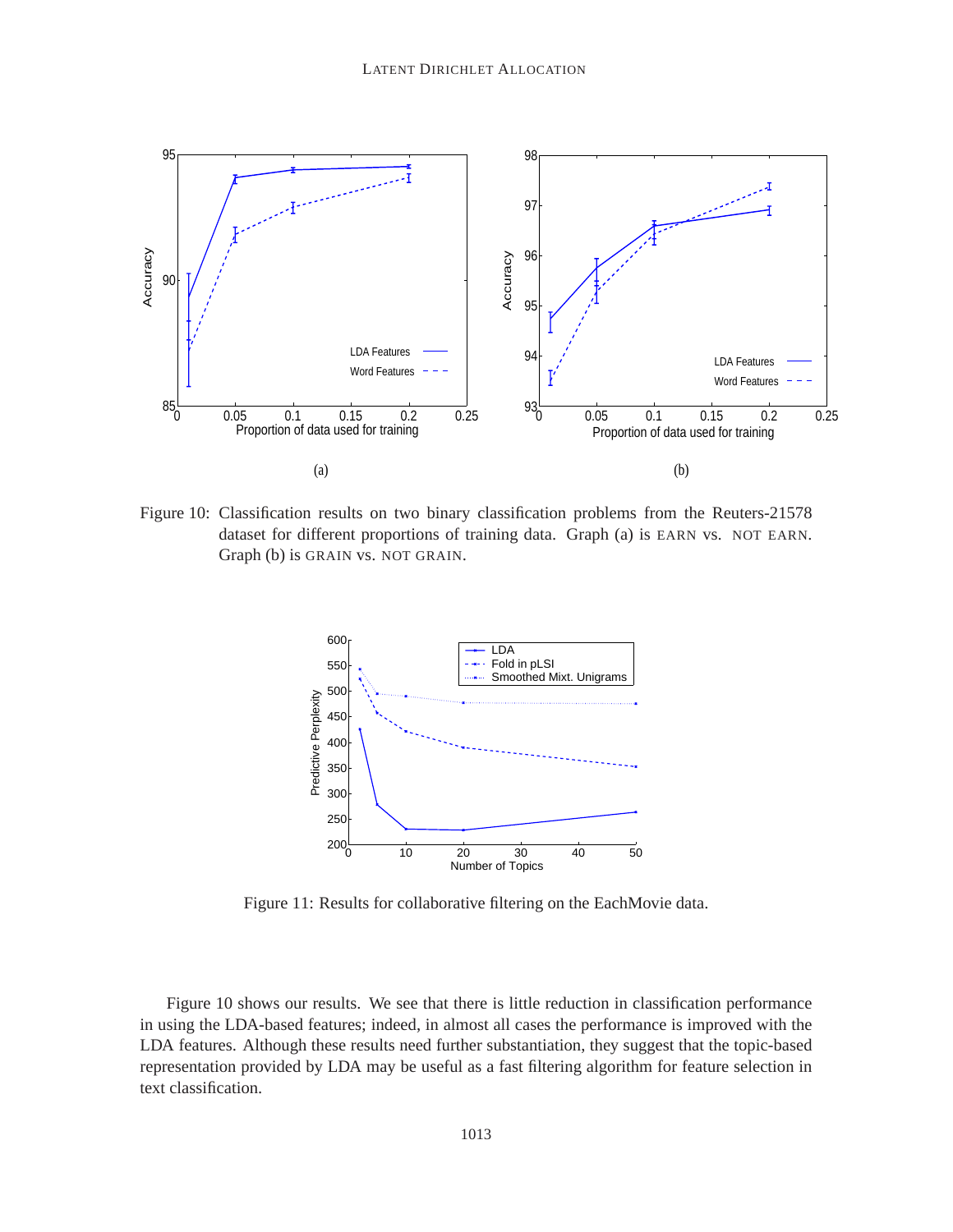Figure 10: Classification results on two binary classification problems from the Reuters-21578 dataset for different proportions of training data. Graph (a) is EARN vs. NOT EARN. Graph (b) is GRAIN vs. NOT GRAIN.

Figure 11: Results for collaborative filtering on the EachMovie data.

Figure 10 shows our results. We see that there is little reduction in classification performance in using the LDA-based features; indeed, in almost all cases the performance is improved with the LDA features. Although these results need further substantiation, they suggest that the topic-based representation provided by LDA may be useful as a fast filtering algorithm for feature selection in text classification.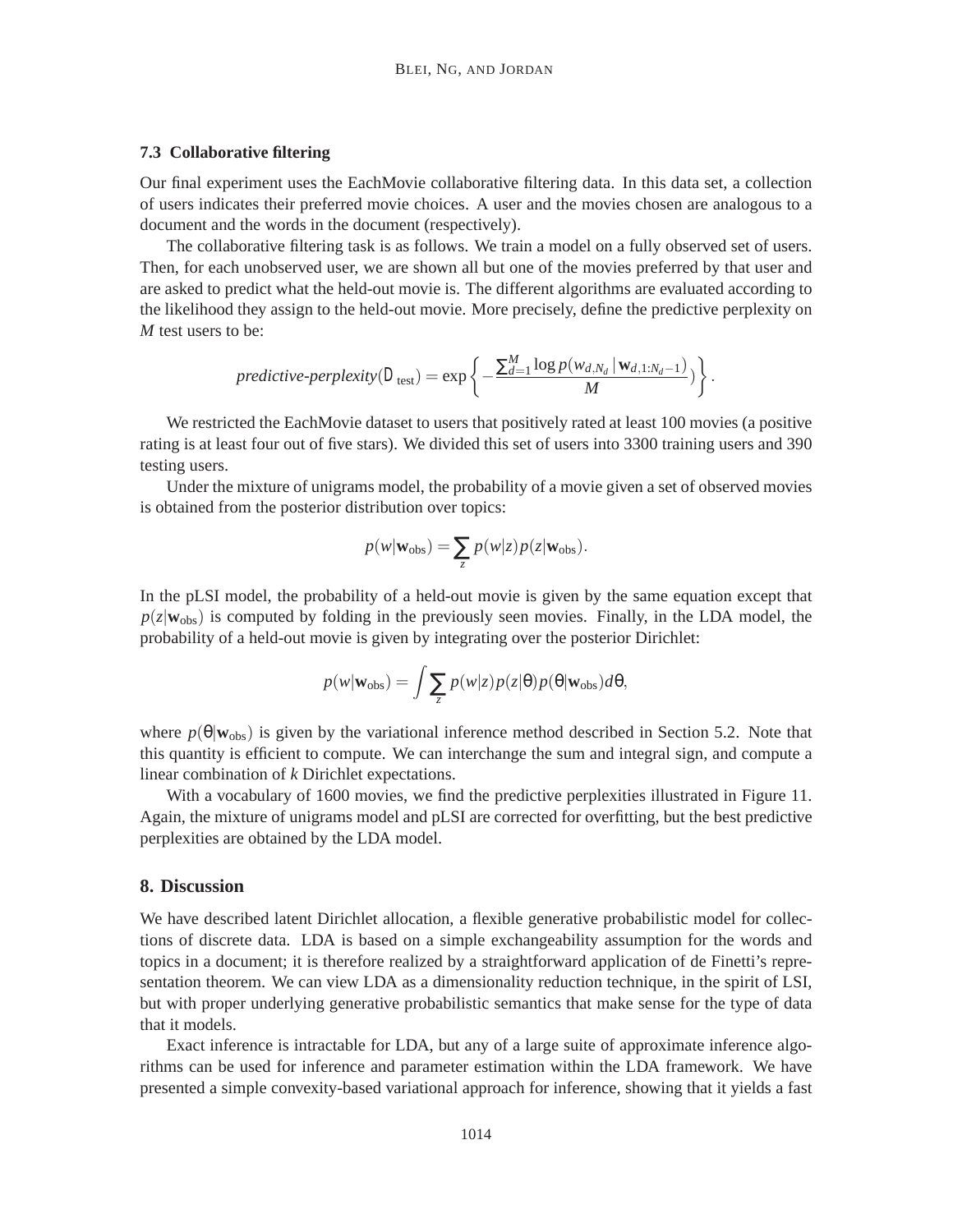### 7.3 Collaborative filtering

Our final experiment uses the EachMovie collaborative filtering data. In this data set, a collection of users indicates their preferred movie choices. A user and the movies chosen are analogous to a document and the words in the document (respectively).

The collaborative filtering task is as follows. We train a model on a fully observed set of users. Then, for each unobserved user, we are shown all but one of the movies preferred by that user and are asked to predict what the held-out movie is. The different algorithms are evaluated according to the likelihood they assign to the held-out movie. More precisely, define the predictive perplexity on $M$ test users to be:

$$\textit{predictive-perplexity}(\mathcal{D}_{\text{test}}) = \exp\left\{-\frac{\sum_{d=1}^{M} \log p(w_{d,N_d} \,|\, \mathbf{w}_{d,1:N_d-1})}{M})\right\}.$$

We restricted the EachMovie dataset to users that positively rated at least 100 movies (a positive rating is at least four out of five stars). We divided this set of users into 3300 training users and 390 testing users.

Under the mixture of unigrams model, the probability of a movie given a set of observed movies is obtained from the posterior distribution over topics:

$$p(w|\mathbf{w}_{\text{obs}}) = \sum_{z} p(w|z)p(z|\mathbf{w}_{\text{obs}}).$$

In the pLSI model, the probability of a held-out movie is given by the same equation except that $p(z|\mathbf{w}_{\text{obs}})$ is computed by folding in the previously seen movies. Finally, in the LDA model, the probability of a held-out movie is given by integrating over the posterior Dirichlet:

$$p(w|\mathbf{w}_{\text{obs}}) = \int \sum_{z} p(w|z)p(z|\theta)p(\theta|\mathbf{w}_{\text{obs}})d\theta,$$

where $p(\theta|\mathbf{w}_{\text{obs}})$ is given by the variational inference method described in Section 5.2. Note that this quantity is efficient to compute. We can interchange the sum and integral sign, and compute a linear combination of $k$ Dirichlet expectations.

With a vocabulary of 1600 movies, we find the predictive perplexities illustrated in Figure 11. Again, the mixture of unigrams model and pLSI are corrected for overfitting, but the best predictive perplexities are obtained by the LDA model.

## 8. Discussion

We have described latent Dirichlet allocation, a flexible generative probabilistic model for collections of discrete data. LDA is based on a simple exchangeability assumption for the words and topics in a document; it is therefore realized by a straightforward application of de Finetti's representation theorem. We can view LDA as a dimensionality reduction technique, in the spirit of LSI, but with proper underlying generative probabilistic semantics that make sense for the type of data that it models.

Exact inference is intractable for LDA, but any of a large suite of approximate inference algorithms can be used for inference and parameter estimation within the LDA framework. We have presented a simple convexity-based variational approach for inference, showing that it yields a fast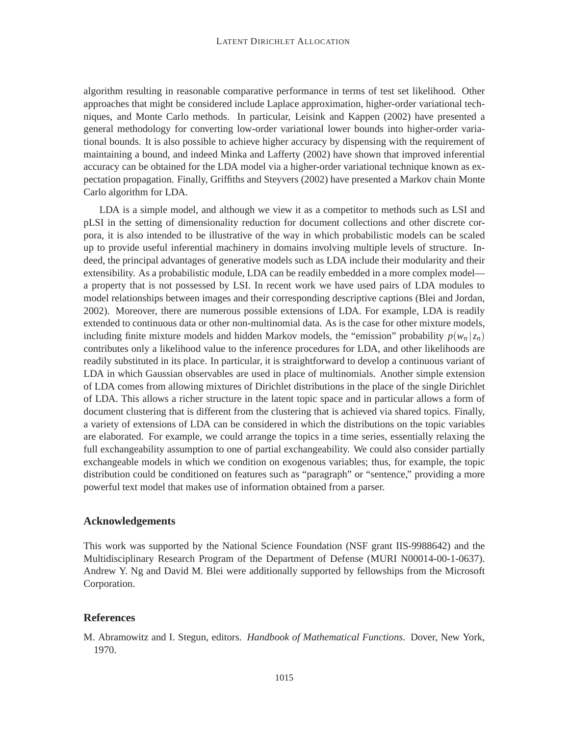algorithm resulting in reasonable comparative performance in terms of test set likelihood. Other approaches that might be considered include Laplace approximation, higher-order variational techniques, and Monte Carlo methods. In particular, Leisink and Kappen (2002) have presented a general methodology for converting low-order variational lower bounds into higher-order variational bounds. It is also possible to achieve higher accuracy by dispensing with the requirement of maintaining a bound, and indeed Minka and Lafferty (2002) have shown that improved inferential accuracy can be obtained for the LDA model via a higher-order variational technique known as expectation propagation. Finally, Griffiths and Steyvers (2002) have presented a Markov chain Monte Carlo algorithm for LDA.

LDA is a simple model, and although we view it as a competitor to methods such as LSI and pLSI in the setting of dimensionality reduction for document collections and other discrete corpora, it is also intended to be illustrative of the way in which probabilistic models can be scaled up to provide useful inferential machinery in domains involving multiple levels of structure. Indeed, the principal advantages of generative models such as LDA include their modularity and their extensibility. As a probabilistic module, LDA can be readily embedded in a more complex model—a property that is not possessed by LSI. In recent work we have used pairs of LDA modules to model relationships between images and their corresponding descriptive captions (Blei and Jordan, 2002). Moreover, there are numerous possible extensions of LDA. For example, LDA is readily extended to continuous data or other non-multinomial data. As is the case for other mixture models, including finite mixture models and hidden Markov models, the "emission" probability $p(w_n \mid z_n)$ contributes only a likelihood value to the inference procedures for LDA, and other likelihoods are readily substituted in its place. In particular, it is straightforward to develop a continuous variant of LDA in which Gaussian observables are used in place of multinomials. Another simple extension of LDA comes from allowing mixtures of Dirichlet distributions in the place of the single Dirichlet of LDA. This allows a richer structure in the latent topic space and in particular allows a form of document clustering that is different from the clustering that is achieved via shared topics. Finally, a variety of extensions of LDA can be considered in which the distributions on the topic variables are elaborated. For example, we could arrange the topics in a time series, essentially relaxing the full exchangeability assumption to one of partial exchangeability. We could also consider partially exchangeable models in which we condition on exogenous variables; thus, for example, the topic distribution could be conditioned on features such as "paragraph" or "sentence," providing a more powerful text model that makes use of information obtained from a parser.

## Acknowledgements

This work was supported by the National Science Foundation (NSF grant IIS-9988642) and the Multidisciplinary Research Program of the Department of Defense (MURI N00014-00-1-0637). Andrew Y. Ng and David M. Blei were additionally supported by fellowships from the Microsoft Corporation.

## References

M. Abramowitz and I. Stegun, editors. *Handbook of Mathematical Functions*. Dover, New York, 1970.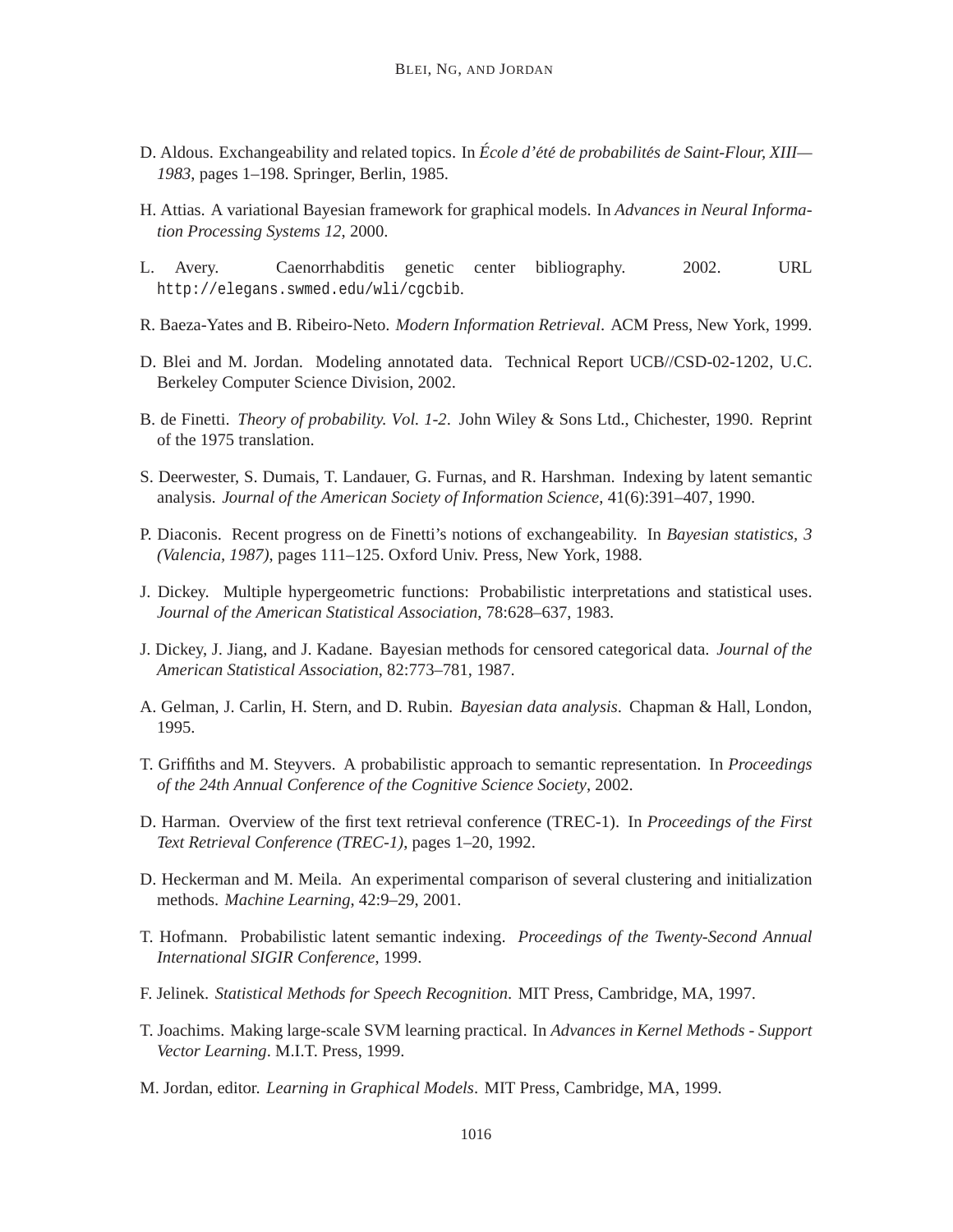D. Aldous. Exchangeability and related topics. In *École d'été de probabilités de Saint-Flour, XIII—1983*, pages 1–198. Springer, Berlin, 1985.

H. Attias. A variational Bayesian framework for graphical models. In *Advances in Neural Information Processing Systems 12*, 2000.

L. Avery. Caenorrhabditis genetic center bibliography. 2002. URL `http://elegans.swmed.edu/wli/cgcbib`.

R. Baeza-Yates and B. Ribeiro-Neto. *Modern Information Retrieval*. ACM Press, New York, 1999.

D. Blei and M. Jordan. Modeling annotated data. Technical Report UCB//CSD-02-1202, U.C. Berkeley Computer Science Division, 2002.

B. de Finetti. *Theory of probability. Vol. 1-2*. John Wiley & Sons Ltd., Chichester, 1990. Reprint of the 1975 translation.

S. Deerwester, S. Dumais, T. Landauer, G. Furnas, and R. Harshman. Indexing by latent semantic analysis. *Journal of the American Society of Information Science*, 41(6):391–407, 1990.

P. Diaconis. Recent progress on de Finetti's notions of exchangeability. In *Bayesian statistics, 3 (Valencia, 1987)*, pages 111–125. Oxford Univ. Press, New York, 1988.

J. Dickey. Multiple hypergeometric functions: Probabilistic interpretations and statistical uses. *Journal of the American Statistical Association*, 78:628–637, 1983.

J. Dickey, J. Jiang, and J. Kadane. Bayesian methods for censored categorical data. *Journal of the American Statistical Association*, 82:773–781, 1987.

A. Gelman, J. Carlin, H. Stern, and D. Rubin. *Bayesian data analysis*. Chapman & Hall, London, 1995.

T. Griffiths and M. Steyvers. A probabilistic approach to semantic representation. In *Proceedings of the 24th Annual Conference of the Cognitive Science Society*, 2002.

D. Harman. Overview of the first text retrieval conference (TREC-1). In *Proceedings of the First Text Retrieval Conference (TREC-1)*, pages 1–20, 1992.

D. Heckerman and M. Meila. An experimental comparison of several clustering and initialization methods. *Machine Learning*, 42:9–29, 2001.

T. Hofmann. Probabilistic latent semantic indexing. *Proceedings of the Twenty-Second Annual International SIGIR Conference*, 1999.

F. Jelinek. *Statistical Methods for Speech Recognition*. MIT Press, Cambridge, MA, 1997.

T. Joachims. Making large-scale SVM learning practical. In *Advances in Kernel Methods - Support Vector Learning*. M.I.T. Press, 1999.

M. Jordan, editor. *Learning in Graphical Models*. MIT Press, Cambridge, MA, 1999.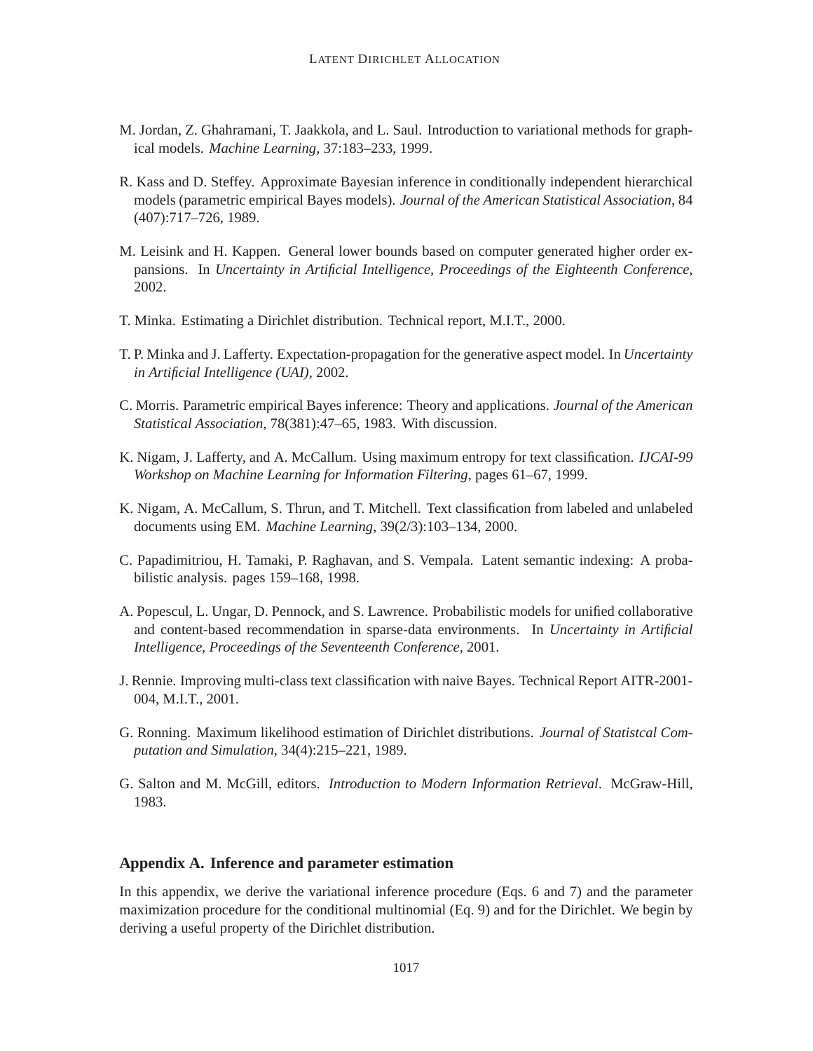M. Jordan, Z. Ghahramani, T. Jaakkola, and L. Saul. Introduction to variational methods for graphical models. *Machine Learning*, 37:183–233, 1999.

R. Kass and D. Steffey. Approximate Bayesian inference in conditionally independent hierarchical models (parametric empirical Bayes models). *Journal of the American Statistical Association*, 84 (407):717–726, 1989.

M. Leisink and H. Kappen. General lower bounds based on computer generated higher order expansions. In *Uncertainty in Artificial Intelligence, Proceedings of the Eighteenth Conference*, 2002.

T. Minka. Estimating a Dirichlet distribution. Technical report, M.I.T., 2000.

T. P. Minka and J. Lafferty. Expectation-propagation for the generative aspect model. In *Uncertainty in Artificial Intelligence (UAI)*, 2002.

C. Morris. Parametric empirical Bayes inference: Theory and applications. *Journal of the American Statistical Association*, 78(381):47–65, 1983. With discussion.

K. Nigam, J. Lafferty, and A. McCallum. Using maximum entropy for text classification. *IJCAI-99 Workshop on Machine Learning for Information Filtering*, pages 61–67, 1999.

K. Nigam, A. McCallum, S. Thrun, and T. Mitchell. Text classification from labeled and unlabeled documents using EM. *Machine Learning*, 39(2/3):103–134, 2000.

C. Papadimitriou, H. Tamaki, P. Raghavan, and S. Vempala. Latent semantic indexing: A probabilistic analysis. pages 159–168, 1998.

A. Popescul, L. Ungar, D. Pennock, and S. Lawrence. Probabilistic models for unified collaborative and content-based recommendation in sparse-data environments. In *Uncertainty in Artificial Intelligence, Proceedings of the Seventeenth Conference*, 2001.

J. Rennie. Improving multi-class text classification with naive Bayes. Technical Report AITR-2001-004, M.I.T., 2001.

G. Ronning. Maximum likelihood estimation of Dirichlet distributions. *Journal of Statistcal Computation and Simulation*, 34(4):215–221, 1989.

G. Salton and M. McGill, editors. *Introduction to Modern Information Retrieval*. McGraw-Hill, 1983.

## Appendix A. Inference and parameter estimation

In this appendix, we derive the variational inference procedure (Eqs. 6 and 7) and the parameter maximization procedure for the conditional multinomial (Eq. 9) and for the Dirichlet. We begin by deriving a useful property of the Dirichlet distribution.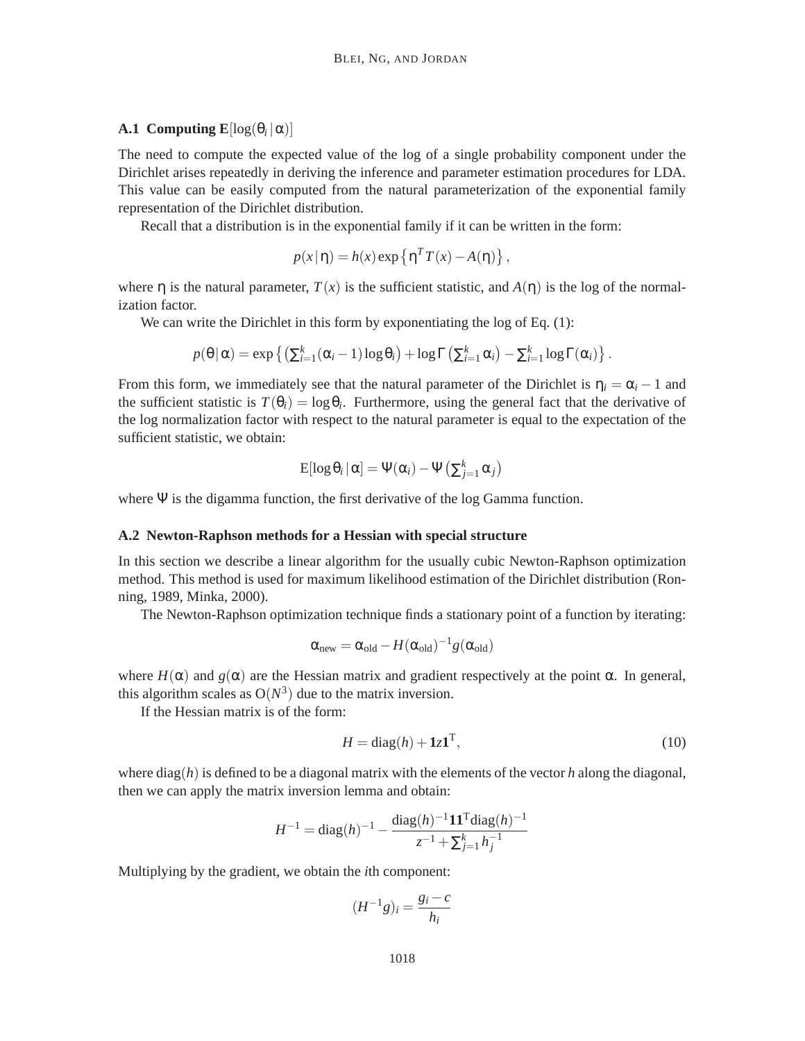### A.1 Computing $\mathbf{E}[\log(\theta_i \mid \alpha)]$

The need to compute the expected value of the log of a single probability component under the Dirichlet arises repeatedly in deriving the inference and parameter estimation procedures for LDA. This value can be easily computed from the natural parameterization of the exponential family representation of the Dirichlet distribution.

Recall that a distribution is in the exponential family if it can be written in the form:

$$p(x \mid \eta) = h(x) \exp\left\{\eta^T T(x) - A(\eta)\right\},$$

where $\eta$ is the natural parameter, $T(x)$ is the sufficient statistic, and $A(\eta)$ is the log of the normalization factor.

We can write the Dirichlet in this form by exponentiating the log of Eq. (1):

$$p(\theta \mid \alpha) = \exp\left\{\left(\sum_{i=1}^{k}(\alpha_i - 1)\log\theta_i\right) + \log\Gamma\left(\sum_{i=1}^{k}\alpha_i\right) - \sum_{i=1}^{k}\log\Gamma(\alpha_i)\right\}.$$

From this form, we immediately see that the natural parameter of the Dirichlet is $\eta_i = \alpha_i - 1$ and the sufficient statistic is $T(\theta_i) = \log\theta_i$. Furthermore, using the general fact that the derivative of the log normalization factor with respect to the natural parameter is equal to the expectation of the sufficient statistic, we obtain:

$$\mathrm{E}[\log\theta_i \mid \alpha] = \Psi(\alpha_i) - \Psi\left(\sum_{j=1}^{k}\alpha_j\right)$$

where $\Psi$ is the digamma function, the first derivative of the log Gamma function.

### A.2 Newton-Raphson methods for a Hessian with special structure

In this section we describe a linear algorithm for the usually cubic Newton-Raphson optimization method. This method is used for maximum likelihood estimation of the Dirichlet distribution (Ronning, 1989, Minka, 2000).

The Newton-Raphson optimization technique finds a stationary point of a function by iterating:

$$\alpha_{\text{new}} = \alpha_{\text{old}} - H(\alpha_{\text{old}})^{-1} g(\alpha_{\text{old}})$$

where $H(\alpha)$ and $g(\alpha)$ are the Hessian matrix and gradient respectively at the point $\alpha$. In general, this algorithm scales as $\mathrm{O}(N^3)$ due to the matrix inversion.

If the Hessian matrix is of the form:

$$H = \mathrm{diag}(h) + \mathbf{1}z\mathbf{1}^{\mathrm{T}}, \tag{10}$$

where $\mathrm{diag}(h)$ is defined to be a diagonal matrix with the elements of the vector $h$ along the diagonal, then we can apply the matrix inversion lemma and obtain:

$$H^{-1} = \mathrm{diag}(h)^{-1} - \frac{\mathrm{diag}(h)^{-1}\mathbf{1}\mathbf{1}^{\mathrm{T}}\mathrm{diag}(h)^{-1}}{z^{-1} + \sum_{j=1}^{k} h_j^{-1}}$$

Multiplying by the gradient, we obtain the $i$th component:

$$(H^{-1}g)_i = \frac{g_i - c}{h_i}$$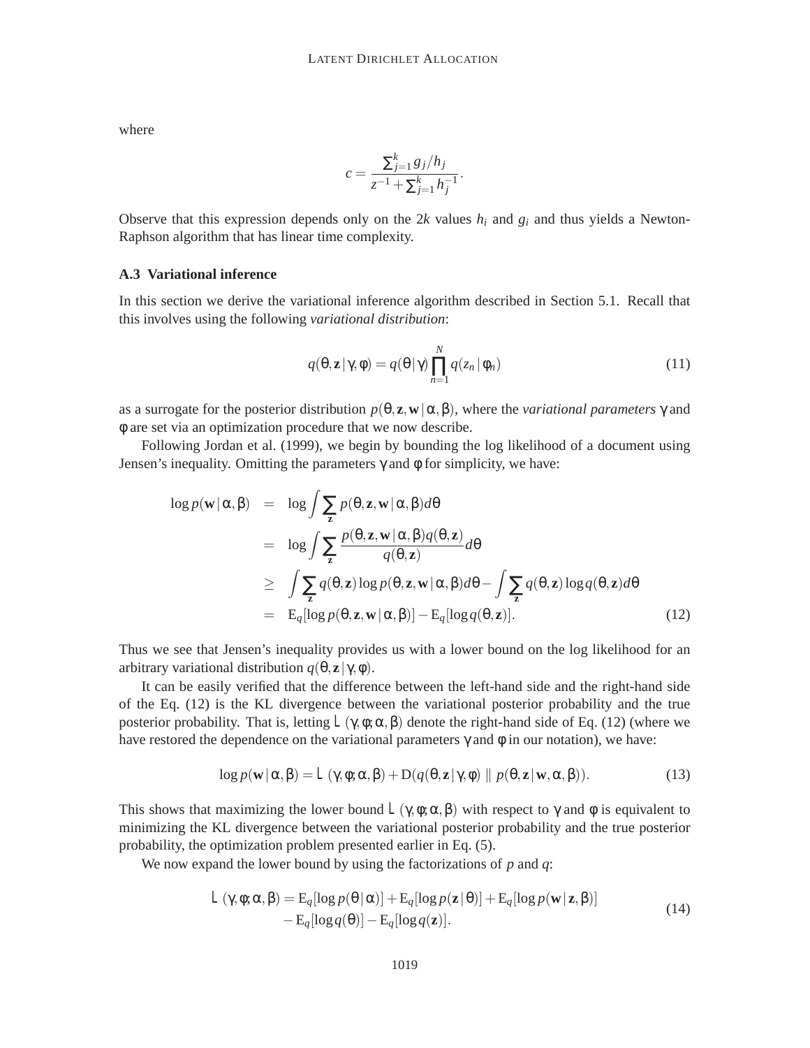where

$$c = \frac{\sum_{j=1}^{k} g_j / h_j}{z^{-1} + \sum_{j=1}^{k} h_j^{-1}}.$$

Observe that this expression depends only on the $2k$ values $h_i$ and $g_i$ and thus yields a Newton-Raphson algorithm that has linear time complexity.

### A.3 Variational inference

In this section we derive the variational inference algorithm described in Section 5.1. Recall that this involves using the following *variational distribution*:

$$q(\theta, \mathbf{z} \mid \gamma, \phi) = q(\theta \mid \gamma) \prod_{n=1}^{N} q(z_n \mid \phi_n) \tag{11}$$

as a surrogate for the posterior distribution $p(\theta, \mathbf{z}, \mathbf{w} \mid \alpha, \beta)$, where the *variational parameters* $\gamma$ and $\phi$ are set via an optimization procedure that we now describe.

Following Jordan et al. (1999), we begin by bounding the log likelihood of a document using Jensen's inequality. Omitting the parameters $\gamma$ and $\phi$ for simplicity, we have:

$$\begin{aligned}
\log p(\mathbf{w} \mid \alpha, \beta) &= \log \int \sum_{\mathbf{z}} p(\theta, \mathbf{z}, \mathbf{w} \mid \alpha, \beta) d\theta \\
&= \log \int \sum_{\mathbf{z}} \frac{p(\theta, \mathbf{z}, \mathbf{w} \mid \alpha, \beta) q(\theta, \mathbf{z})}{q(\theta, \mathbf{z})} d\theta \\
&\geq \int \sum_{\mathbf{z}} q(\theta, \mathbf{z}) \log p(\theta, \mathbf{z}, \mathbf{w} \mid \alpha, \beta) d\theta - \int \sum_{\mathbf{z}} q(\theta, \mathbf{z}) \log q(\theta, \mathbf{z}) d\theta \\
&= \mathrm{E}_q[\log p(\theta, \mathbf{z}, \mathbf{w} \mid \alpha, \beta)] - \mathrm{E}_q[\log q(\theta, \mathbf{z})].
\end{aligned} \tag{12}$$

Thus we see that Jensen's inequality provides us with a lower bound on the log likelihood for an arbitrary variational distribution $q(\theta, \mathbf{z} \mid \gamma, \phi)$.

It can be easily verified that the difference between the left-hand side and the right-hand side of the Eq. (12) is the KL divergence between the variational posterior probability and the true posterior probability. That is, letting $L(\gamma, \phi; \alpha, \beta)$ denote the right-hand side of Eq. (12) (where we have restored the dependence on the variational parameters $\gamma$ and $\phi$ in our notation), we have:

$$\log p(\mathbf{w} \mid \alpha, \beta) = L(\gamma, \phi; \alpha, \beta) + \mathrm{D}(q(\theta, \mathbf{z} \mid \gamma, \phi) \parallel p(\theta, \mathbf{z} \mid \mathbf{w}, \alpha, \beta)). \tag{13}$$

This shows that maximizing the lower bound $L(\gamma, \phi; \alpha, \beta)$ with respect to $\gamma$ and $\phi$ is equivalent to minimizing the KL divergence between the variational posterior probability and the true posterior probability, the optimization problem presented earlier in Eq. (5).

We now expand the lower bound by using the factorizations of $p$ and $q$:

$$\begin{aligned}
L(\gamma, \phi; \alpha, \beta) = \mathrm{E}_q[\log p(\theta \mid \alpha)] + \mathrm{E}_q[\log p(\mathbf{z} \mid \theta)] + \mathrm{E}_q[\log p(\mathbf{w} \mid \mathbf{z}, \beta)] \\
- \mathrm{E}_q[\log q(\theta)] - \mathrm{E}_q[\log q(\mathbf{z})].
\end{aligned} \tag{14}$$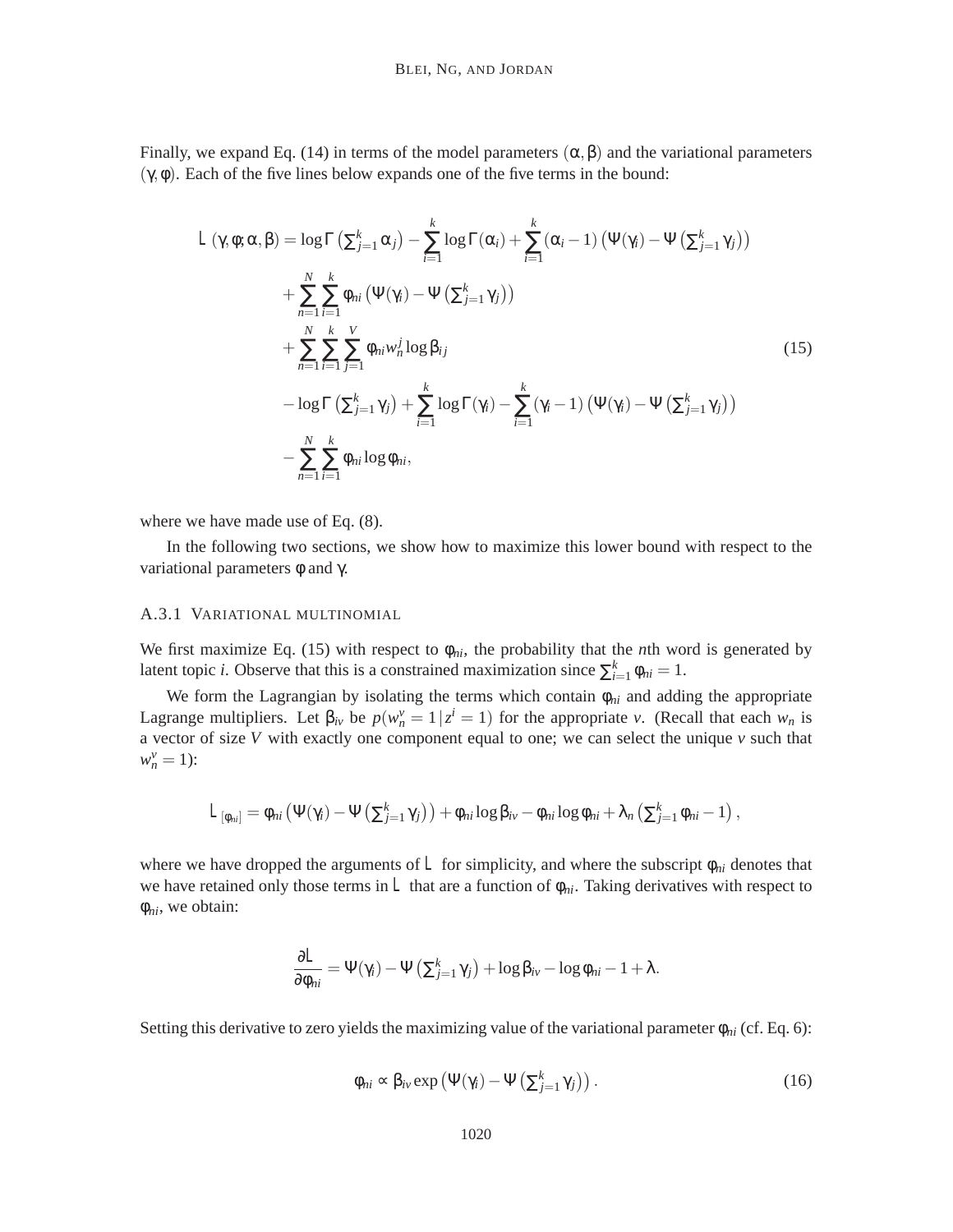Finally, we expand Eq. (14) in terms of the model parameters $(\alpha, \beta)$ and the variational parameters $(\gamma, \phi)$. Each of the five lines below expands one of the five terms in the bound:

$$
\begin{aligned}
L(\gamma, \phi; \alpha, \beta) = & \log \Gamma\left(\sum_{j=1}^{k} \alpha_j\right) - \sum_{i=1}^{k} \log \Gamma(\alpha_i) + \sum_{i=1}^{k} (\alpha_i - 1)\left(\Psi(\gamma_i) - \Psi\left(\sum_{j=1}^{k} \gamma_j\right)\right) \\
& + \sum_{n=1}^{N} \sum_{i=1}^{k} \phi_{ni} \left(\Psi(\gamma_i) - \Psi\left(\sum_{j=1}^{k} \gamma_j\right)\right) \\
& + \sum_{n=1}^{N} \sum_{i=1}^{k} \sum_{j=1}^{V} \phi_{ni} w_n^j \log \beta_{ij} \\
& - \log \Gamma\left(\sum_{j=1}^{k} \gamma_j\right) + \sum_{i=1}^{k} \log \Gamma(\gamma_i) - \sum_{i=1}^{k} (\gamma_i - 1)\left(\Psi(\gamma_i) - \Psi\left(\sum_{j=1}^{k} \gamma_j\right)\right) \\
& - \sum_{n=1}^{N} \sum_{i=1}^{k} \phi_{ni} \log \phi_{ni},
\end{aligned}
\tag{15}
$$

where we have made use of Eq. (8).

In the following two sections, we show how to maximize this lower bound with respect to the variational parameters $\phi$ and $\gamma$.

### A.3.1 VARIATIONAL MULTINOMIAL

We first maximize Eq. (15) with respect to $\phi_{ni}$, the probability that the $n$th word is generated by latent topic $i$. Observe that this is a constrained maximization since $\sum_{i=1}^{k} \phi_{ni} = 1$.

We form the Lagrangian by isolating the terms which contain $\phi_{ni}$ and adding the appropriate Lagrange multipliers. Let $\beta_{iv}$ be $p(w_n^v = 1 \mid z^i = 1)$ for the appropriate $v$. (Recall that each $w_n$ is a vector of size $V$ with exactly one component equal to one; we can select the unique $v$ such that $w_n^v = 1$):

$$
L_{[\phi_{ni}]} = \phi_{ni}\left(\Psi(\gamma_i) - \Psi\left(\sum_{j=1}^{k} \gamma_j\right)\right) + \phi_{ni} \log \beta_{iv} - \phi_{ni} \log \phi_{ni} + \lambda_n \left(\sum_{j=1}^{k} \phi_{ni} - 1\right),
$$

where we have dropped the arguments of $L$ for simplicity, and where the subscript $\phi_{ni}$ denotes that we have retained only those terms in $L$ that are a function of $\phi_{ni}$. Taking derivatives with respect to $\phi_{ni}$, we obtain:

$$
\frac{\partial L}{\partial \phi_{ni}} = \Psi(\gamma_i) - \Psi\left(\sum_{j=1}^{k} \gamma_j\right) + \log \beta_{iv} - \log \phi_{ni} - 1 + \lambda.
$$

Setting this derivative to zero yields the maximizing value of the variational parameter $\phi_{ni}$ (cf. Eq. 6):

$$
\phi_{ni} \propto \beta_{iv} \exp\left(\Psi(\gamma_i) - \Psi\left(\sum_{j=1}^{k} \gamma_j\right)\right). \tag{16}
$$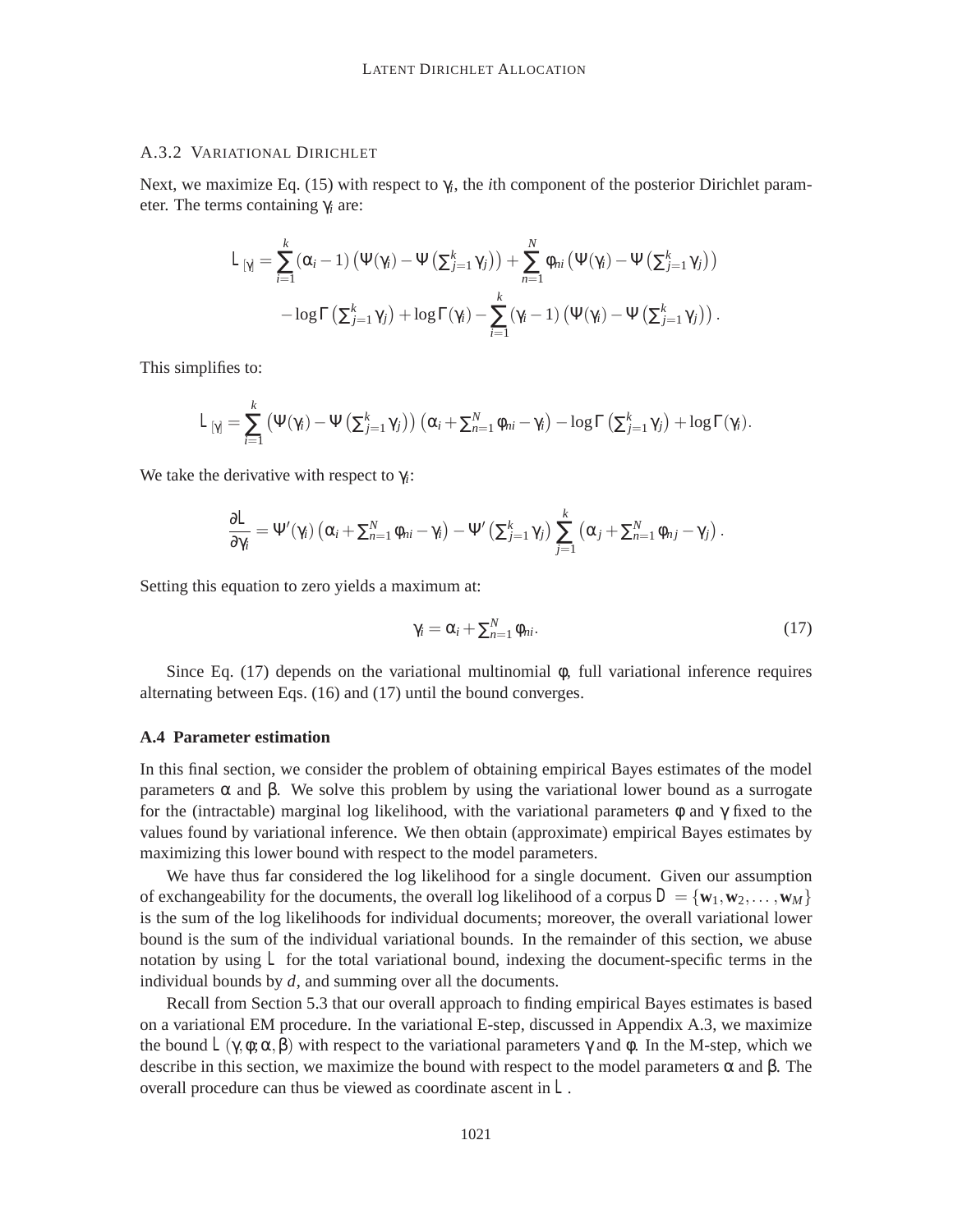### A.3.2 VARIATIONAL DIRICHLET

Next, we maximize Eq. (15) with respect to $\gamma_i$, the $i$th component of the posterior Dirichlet parameter. The terms containing $\gamma_i$ are:

$$L_{[\gamma]} = \sum_{i=1}^{k} (\alpha_i - 1)\left(\Psi(\gamma_i) - \Psi\left(\sum_{j=1}^{k} \gamma_j\right)\right) + \sum_{n=1}^{N} \phi_{ni}\left(\Psi(\gamma_i) - \Psi\left(\sum_{j=1}^{k} \gamma_j\right)\right)$$

$$- \log \Gamma\left(\sum_{j=1}^{k} \gamma_j\right) + \log \Gamma(\gamma_i) - \sum_{i=1}^{k} (\gamma_i - 1)\left(\Psi(\gamma_i) - \Psi\left(\sum_{j=1}^{k} \gamma_j\right)\right).$$

This simplifies to:

$$L_{[\gamma]} = \sum_{i=1}^{k} \left(\Psi(\gamma_i) - \Psi\left(\sum_{j=1}^{k} \gamma_j\right)\right)\left(\alpha_i + \sum_{n=1}^{N} \phi_{ni} - \gamma_i\right) - \log \Gamma\left(\sum_{j=1}^{k} \gamma_j\right) + \log \Gamma(\gamma_i).$$

We take the derivative with respect to $\gamma_i$:

$$\frac{\partial L}{\partial \gamma_i} = \Psi'(\gamma_i)\left(\alpha_i + \sum_{n=1}^{N} \phi_{ni} - \gamma_i\right) - \Psi'\left(\sum_{j=1}^{k} \gamma_j\right) \sum_{j=1}^{k} \left(\alpha_j + \sum_{n=1}^{N} \phi_{nj} - \gamma_j\right).$$

Setting this equation to zero yields a maximum at:

$$\gamma_i = \alpha_i + \sum_{n=1}^{N} \phi_{ni}. \tag{17}$$

Since Eq. (17) depends on the variational multinomial $\phi$, full variational inference requires alternating between Eqs. (16) and (17) until the bound converges.

## A.4 Parameter estimation

In this final section, we consider the problem of obtaining empirical Bayes estimates of the model parameters $\alpha$ and $\beta$. We solve this problem by using the variational lower bound as a surrogate for the (intractable) marginal log likelihood, with the variational parameters $\phi$ and $\gamma$ fixed to the values found by variational inference. We then obtain (approximate) empirical Bayes estimates by maximizing this lower bound with respect to the model parameters.

We have thus far considered the log likelihood for a single document. Given our assumption of exchangeability for the documents, the overall log likelihood of a corpus $D = \{\mathbf{w}_1, \mathbf{w}_2, \ldots, \mathbf{w}_M\}$ is the sum of the log likelihoods for individual documents; moreover, the overall variational lower bound is the sum of the individual variational bounds. In the remainder of this section, we abuse notation by using $L$ for the total variational bound, indexing the document-specific terms in the individual bounds by $d$, and summing over all the documents.

Recall from Section 5.3 that our overall approach to finding empirical Bayes estimates is based on a variational EM procedure. In the variational E-step, discussed in Appendix A.3, we maximize the bound $L(\gamma, \phi; \alpha, \beta)$ with respect to the variational parameters $\gamma$ and $\phi$. In the M-step, which we describe in this section, we maximize the bound with respect to the model parameters $\alpha$ and $\beta$. The overall procedure can thus be viewed as coordinate ascent in $L$.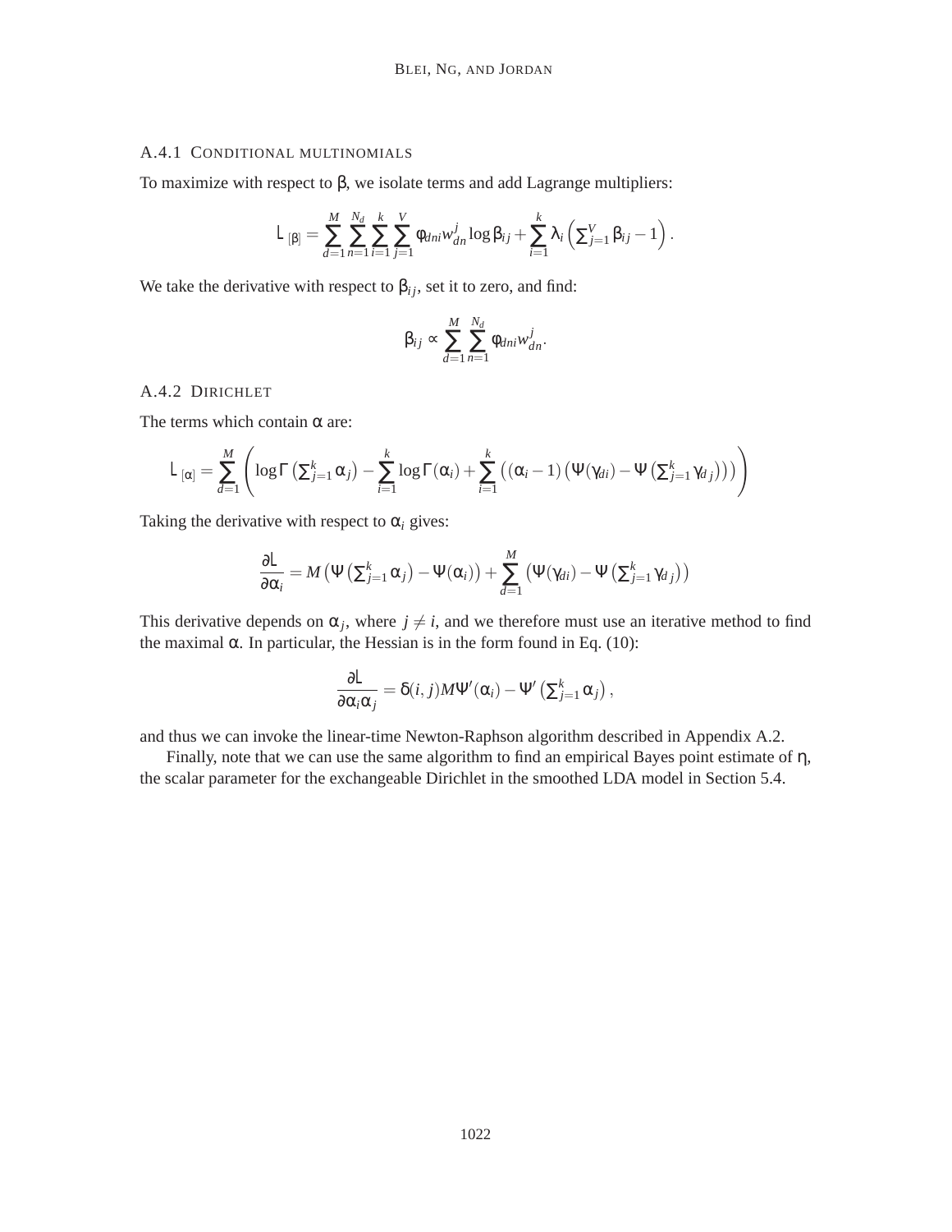### A.4.1 CONDITIONAL MULTINOMIALS

To maximize with respect to $\beta$, we isolate terms and add Lagrange multipliers:

$$L_{[\beta]} = \sum_{d=1}^{M} \sum_{n=1}^{N_d} \sum_{i=1}^{k} \sum_{j=1}^{V} \phi_{dni} w_{dn}^{j} \log \beta_{ij} + \sum_{i=1}^{k} \lambda_i \left( \sum_{j=1}^{V} \beta_{ij} - 1 \right).$$

We take the derivative with respect to $\beta_{ij}$, set it to zero, and find:

$$\beta_{ij} \propto \sum_{d=1}^{M} \sum_{n=1}^{N_d} \phi_{dni} w_{dn}^{j}.$$

### A.4.2 DIRICHLET

The terms which contain $\alpha$ are:

$$L_{[\alpha]} = \sum_{d=1}^{M} \left( \log \Gamma \left( \sum_{j=1}^{k} \alpha_j \right) - \sum_{i=1}^{k} \log \Gamma(\alpha_i) + \sum_{i=1}^{k} \left( (\alpha_i - 1) \left( \Psi(\gamma_{di}) - \Psi \left( \sum_{j=1}^{k} \gamma_{dj} \right) \right) \right) \right)$$

Taking the derivative with respect to $\alpha_i$ gives:

$$\frac{\partial L}{\partial \alpha_i} = M \left( \Psi \left( \sum_{j=1}^{k} \alpha_j \right) - \Psi(\alpha_i) \right) + \sum_{d=1}^{M} \left( \Psi(\gamma_{di}) - \Psi \left( \sum_{j=1}^{k} \gamma_{dj} \right) \right)$$

This derivative depends on $\alpha_j$, where $j \neq i$, and we therefore must use an iterative method to find the maximal $\alpha$. In particular, the Hessian is in the form found in Eq. (10):

$$\frac{\partial L}{\partial \alpha_i \alpha_j} = \delta(i, j) M \Psi'(\alpha_i) - \Psi' \left( \sum_{j=1}^{k} \alpha_j \right),$$

and thus we can invoke the linear-time Newton-Raphson algorithm described in Appendix A.2.

Finally, note that we can use the same algorithm to find an empirical Bayes point estimate of $\eta$, the scalar parameter for the exchangeable Dirichlet in the smoothed LDA model in Section 5.4.